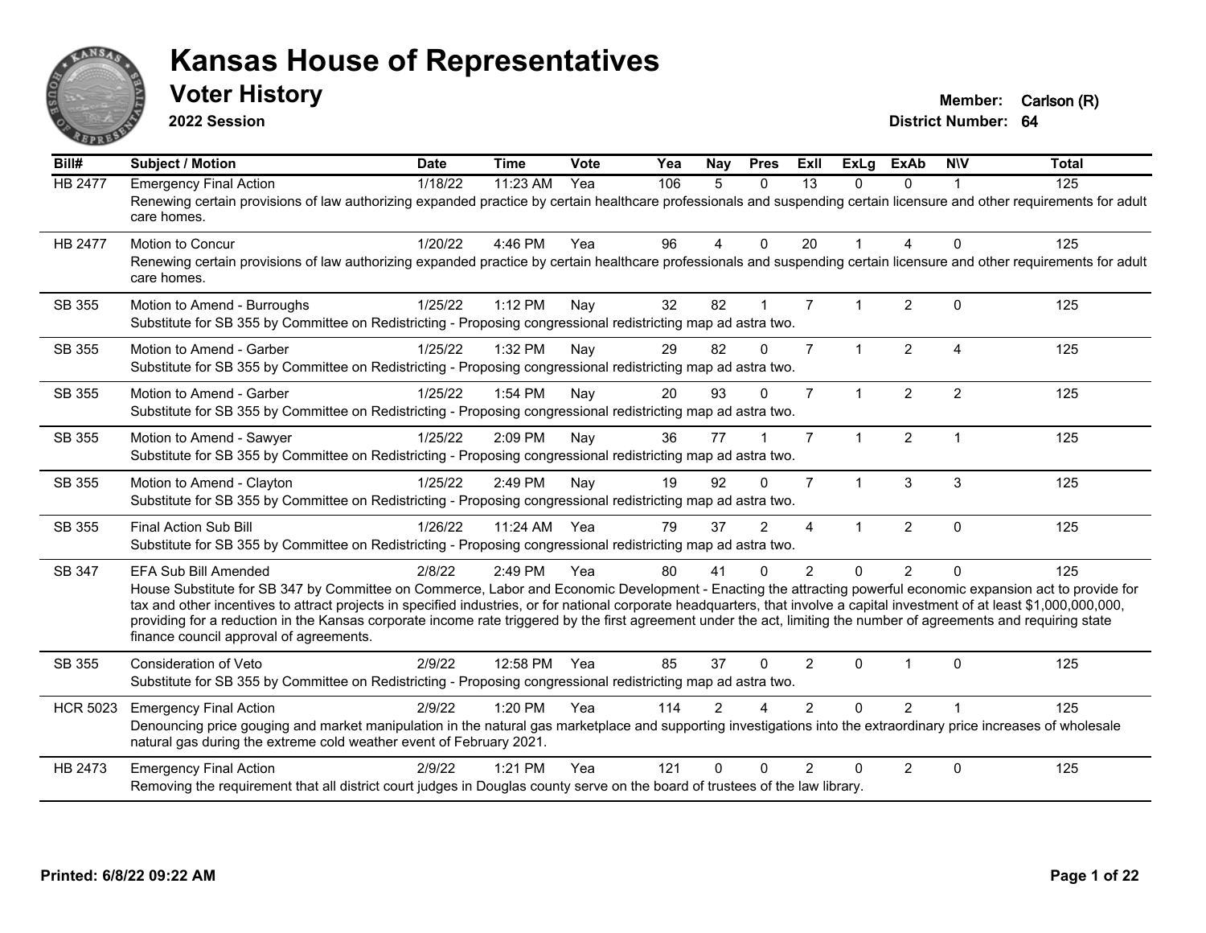# Kansas House of Representatives

## Voter History

**2022 Session**

**Member:** Carlson (R)
**District Number:** 64

| Bill# | Subject / Motion | Date | Time | Vote | Yea | Nay | Pres | ExII | ExLg | ExAb | N\V | Total |
|---|---|---|---|---|---|---|---|---|---|---|---|---|
| HB 2477 | Emergency Final Action | 1/18/22 | 11:23 AM | Yea | 106 | 5 | 0 | 13 | 0 | 0 | 1 | 125 |
| | Renewing certain provisions of law authorizing expanded practice by certain healthcare professionals and suspending certain licensure and other requirements for adult care homes. | | | | | | | | | | | |
| HB 2477 | Motion to Concur | 1/20/22 | 4:46 PM | Yea | 96 | 4 | 0 | 20 | 1 | 4 | 0 | 125 |
| | Renewing certain provisions of law authorizing expanded practice by certain healthcare professionals and suspending certain licensure and other requirements for adult care homes. | | | | | | | | | | | |
| SB 355 | Motion to Amend - Burroughs | 1/25/22 | 1:12 PM | Nay | 32 | 82 | 1 | 7 | 1 | 2 | 0 | 125 |
| | Substitute for SB 355 by Committee on Redistricting - Proposing congressional redistricting map ad astra two. | | | | | | | | | | | |
| SB 355 | Motion to Amend - Garber | 1/25/22 | 1:32 PM | Nay | 29 | 82 | 0 | 7 | 1 | 2 | 4 | 125 |
| | Substitute for SB 355 by Committee on Redistricting - Proposing congressional redistricting map ad astra two. | | | | | | | | | | | |
| SB 355 | Motion to Amend - Garber | 1/25/22 | 1:54 PM | Nay | 20 | 93 | 0 | 7 | 1 | 2 | 2 | 125 |
| | Substitute for SB 355 by Committee on Redistricting - Proposing congressional redistricting map ad astra two. | | | | | | | | | | | |
| SB 355 | Motion to Amend - Sawyer | 1/25/22 | 2:09 PM | Nay | 36 | 77 | 1 | 7 | 1 | 2 | 1 | 125 |
| | Substitute for SB 355 by Committee on Redistricting - Proposing congressional redistricting map ad astra two. | | | | | | | | | | | |
| SB 355 | Motion to Amend - Clayton | 1/25/22 | 2:49 PM | Nay | 19 | 92 | 0 | 7 | 1 | 3 | 3 | 125 |
| | Substitute for SB 355 by Committee on Redistricting - Proposing congressional redistricting map ad astra two. | | | | | | | | | | | |
| SB 355 | Final Action Sub Bill | 1/26/22 | 11:24 AM | Yea | 79 | 37 | 2 | 4 | 1 | 2 | 0 | 125 |
| | Substitute for SB 355 by Committee on Redistricting - Proposing congressional redistricting map ad astra two. | | | | | | | | | | | |
| SB 347 | EFA Sub Bill Amended | 2/8/22 | 2:49 PM | Yea | 80 | 41 | 0 | 2 | 0 | 2 | 0 | 125 |
| | House Substitute for SB 347 by Committee on Commerce, Labor and Economic Development - Enacting the attracting powerful economic expansion act to provide for tax and other incentives to attract projects in specified industries, or for national corporate headquarters, that involve a capital investment of at least $1,000,000,000, providing for a reduction in the Kansas corporate income rate triggered by the first agreement under the act, limiting the number of agreements and requiring state finance council approval of agreements. | | | | | | | | | | | |
| SB 355 | Consideration of Veto | 2/9/22 | 12:58 PM | Yea | 85 | 37 | 0 | 2 | 0 | 1 | 0 | 125 |
| | Substitute for SB 355 by Committee on Redistricting - Proposing congressional redistricting map ad astra two. | | | | | | | | | | | |
| HCR 5023 | Emergency Final Action | 2/9/22 | 1:20 PM | Yea | 114 | 2 | 4 | 2 | 0 | 2 | 1 | 125 |
| | Denouncing price gouging and market manipulation in the natural gas marketplace and supporting investigations into the extraordinary price increases of wholesale natural gas during the extreme cold weather event of February 2021. | | | | | | | | | | | |
| HB 2473 | Emergency Final Action | 2/9/22 | 1:21 PM | Yea | 121 | 0 | 0 | 2 | 0 | 2 | 0 | 125 |
| | Removing the requirement that all district court judges in Douglas county serve on the board of trustees of the law library. | | | | | | | | | | | |

**Printed: 6/8/22 09:22 AM**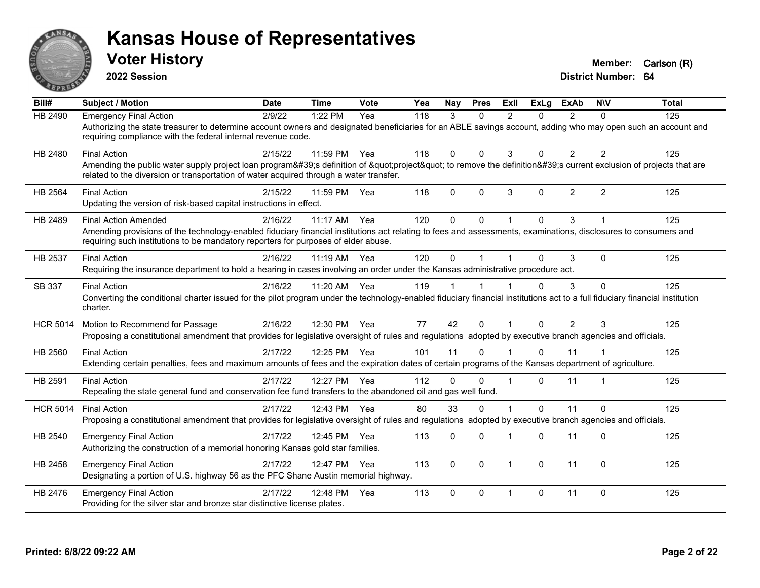# Kansas House of Representatives

## Voter History

**2022 Session**

**Member:** Carlson (R)
**District Number:** 64

| Bill# | Subject / Motion | Date | Time | Vote | Yea | Nay | Pres | ExII | ExLg | ExAb | N\V | Total |
|---|---|---|---|---|---|---|---|---|---|---|---|---|
| HB 2490 | Emergency Final Action | 2/9/22 | 1:22 PM | Yea | 118 | 3 | 0 | 2 | 0 | 2 | 0 | 125 |
| | Authorizing the state treasurer to determine account owners and designated beneficiaries for an ABLE savings account, adding who may open such an account and requiring compliance with the federal internal revenue code. | | | | | | | | | | | |
| HB 2480 | Final Action | 2/15/22 | 11:59 PM | Yea | 118 | 0 | 0 | 3 | 0 | 2 | 2 | 125 |
| | Amending the public water supply project loan program&#39;s definition of &quot;project&quot; to remove the definition&#39;s current exclusion of projects that are related to the diversion or transportation of water acquired through a water transfer. | | | | | | | | | | | |
| HB 2564 | Final Action | 2/15/22 | 11:59 PM | Yea | 118 | 0 | 0 | 3 | 0 | 2 | 2 | 125 |
| | Updating the version of risk-based capital instructions in effect. | | | | | | | | | | | |
| HB 2489 | Final Action Amended | 2/16/22 | 11:17 AM | Yea | 120 | 0 | 0 | 1 | 0 | 3 | 1 | 125 |
| | Amending provisions of the technology-enabled fiduciary financial institutions act relating to fees and assessments, examinations, disclosures to consumers and requiring such institutions to be mandatory reporters for purposes of elder abuse. | | | | | | | | | | | |
| HB 2537 | Final Action | 2/16/22 | 11:19 AM | Yea | 120 | 0 | 1 | 1 | 0 | 3 | 0 | 125 |
| | Requiring the insurance department to hold a hearing in cases involving an order under the Kansas administrative procedure act. | | | | | | | | | | | |
| SB 337 | Final Action | 2/16/22 | 11:20 AM | Yea | 119 | 1 | 1 | 1 | 0 | 3 | 0 | 125 |
| | Converting the conditional charter issued for the pilot program under the technology-enabled fiduciary financial institutions act to a full fiduciary financial institution charter. | | | | | | | | | | | |
| HCR 5014 | Motion to Recommend for Passage | 2/16/22 | 12:30 PM | Yea | 77 | 42 | 0 | 1 | 0 | 2 | 3 | 125 |
| | Proposing a constitutional amendment that provides for legislative oversight of rules and regulations adopted by executive branch agencies and officials. | | | | | | | | | | | |
| HB 2560 | Final Action | 2/17/22 | 12:25 PM | Yea | 101 | 11 | 0 | 1 | 0 | 11 | 1 | 125 |
| | Extending certain penalties, fees and maximum amounts of fees and the expiration dates of certain programs of the Kansas department of agriculture. | | | | | | | | | | | |
| HB 2591 | Final Action | 2/17/22 | 12:27 PM | Yea | 112 | 0 | 0 | 1 | 0 | 11 | 1 | 125 |
| | Repealing the state general fund and conservation fee fund transfers to the abandoned oil and gas well fund. | | | | | | | | | | | |
| HCR 5014 | Final Action | 2/17/22 | 12:43 PM | Yea | 80 | 33 | 0 | 1 | 0 | 11 | 0 | 125 |
| | Proposing a constitutional amendment that provides for legislative oversight of rules and regulations adopted by executive branch agencies and officials. | | | | | | | | | | | |
| HB 2540 | Emergency Final Action | 2/17/22 | 12:45 PM | Yea | 113 | 0 | 0 | 1 | 0 | 11 | 0 | 125 |
| | Authorizing the construction of a memorial honoring Kansas gold star families. | | | | | | | | | | | |
| HB 2458 | Emergency Final Action | 2/17/22 | 12:47 PM | Yea | 113 | 0 | 0 | 1 | 0 | 11 | 0 | 125 |
| | Designating a portion of U.S. highway 56 as the PFC Shane Austin memorial highway. | | | | | | | | | | | |
| HB 2476 | Emergency Final Action | 2/17/22 | 12:48 PM | Yea | 113 | 0 | 0 | 1 | 0 | 11 | 0 | 125 |
| | Providing for the silver star and bronze star distinctive license plates. | | | | | | | | | | | |

**Printed: 6/8/22 09:22 AM**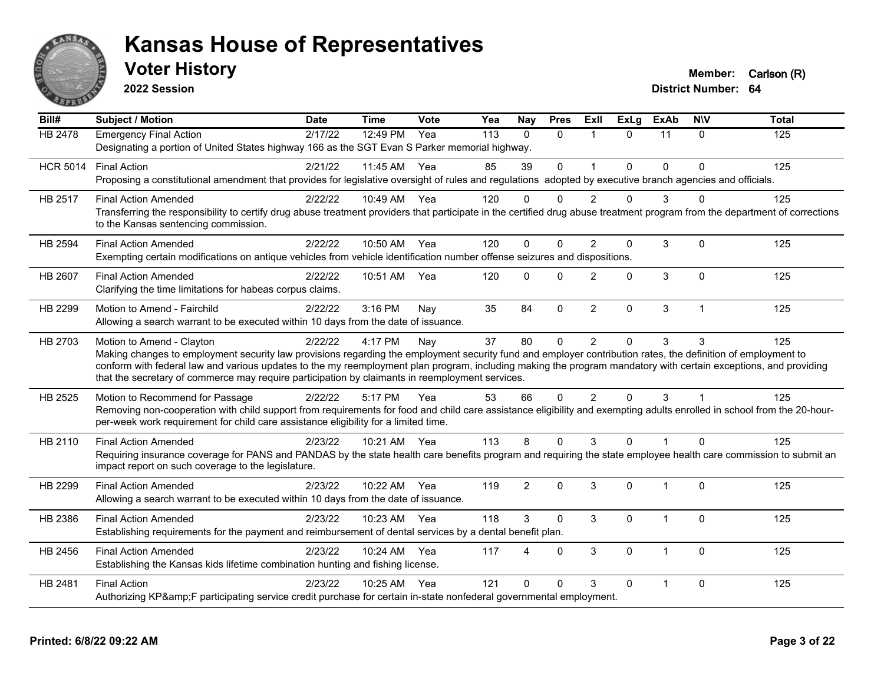# Kansas House of Representatives

## Voter History

**2022 Session**

**Member:** Carlson (R)
**District Number:** 64

| Bill# | Subject / Motion | Date | Time | Vote | Yea | Nay | Pres | ExII | ExLg | ExAb | N\V | Total |
|---|---|---|---|---|---|---|---|---|---|---|---|---|
| HB 2478 | Emergency Final Action | 2/17/22 | 12:49 PM | Yea | 113 | 0 | 0 | 1 | 0 | 11 | 0 | 125 |
| | Designating a portion of United States highway 166 as the SGT Evan S Parker memorial highway. | | | | | | | | | | | |
| HCR 5014 | Final Action | 2/21/22 | 11:45 AM | Yea | 85 | 39 | 0 | 1 | 0 | 0 | 0 | 125 |
| | Proposing a constitutional amendment that provides for legislative oversight of rules and regulations adopted by executive branch agencies and officials. | | | | | | | | | | | |
| HB 2517 | Final Action Amended | 2/22/22 | 10:49 AM | Yea | 120 | 0 | 0 | 2 | 0 | 3 | 0 | 125 |
| | Transferring the responsibility to certify drug abuse treatment providers that participate in the certified drug abuse treatment program from the department of corrections to the Kansas sentencing commission. | | | | | | | | | | | |
| HB 2594 | Final Action Amended | 2/22/22 | 10:50 AM | Yea | 120 | 0 | 0 | 2 | 0 | 3 | 0 | 125 |
| | Exempting certain modifications on antique vehicles from vehicle identification number offense seizures and dispositions. | | | | | | | | | | | |
| HB 2607 | Final Action Amended | 2/22/22 | 10:51 AM | Yea | 120 | 0 | 0 | 2 | 0 | 3 | 0 | 125 |
| | Clarifying the time limitations for habeas corpus claims. | | | | | | | | | | | |
| HB 2299 | Motion to Amend - Fairchild | 2/22/22 | 3:16 PM | Nay | 35 | 84 | 0 | 2 | 0 | 3 | 1 | 125 |
| | Allowing a search warrant to be executed within 10 days from the date of issuance. | | | | | | | | | | | |
| HB 2703 | Motion to Amend - Clayton | 2/22/22 | 4:17 PM | Nay | 37 | 80 | 0 | 2 | 0 | 3 | 3 | 125 |
| | Making changes to employment security law provisions regarding the employment security fund and employer contribution rates, the definition of employment to conform with federal law and various updates to the my reemployment plan program, including making the program mandatory with certain exceptions, and providing that the secretary of commerce may require participation by claimants in reemployment services. | | | | | | | | | | | |
| HB 2525 | Motion to Recommend for Passage | 2/22/22 | 5:17 PM | Yea | 53 | 66 | 0 | 2 | 0 | 3 | 1 | 125 |
| | Removing non-cooperation with child support from requirements for food and child care assistance eligibility and exempting adults enrolled in school from the 20-hour-per-week work requirement for child care assistance eligibility for a limited time. | | | | | | | | | | | |
| HB 2110 | Final Action Amended | 2/23/22 | 10:21 AM | Yea | 113 | 8 | 0 | 3 | 0 | 1 | 0 | 125 |
| | Requiring insurance coverage for PANS and PANDAS by the state health care benefits program and requiring the state employee health care commission to submit an impact report on such coverage to the legislature. | | | | | | | | | | | |
| HB 2299 | Final Action Amended | 2/23/22 | 10:22 AM | Yea | 119 | 2 | 0 | 3 | 0 | 1 | 0 | 125 |
| | Allowing a search warrant to be executed within 10 days from the date of issuance. | | | | | | | | | | | |
| HB 2386 | Final Action Amended | 2/23/22 | 10:23 AM | Yea | 118 | 3 | 0 | 3 | 0 | 1 | 0 | 125 |
| | Establishing requirements for the payment and reimbursement of dental services by a dental benefit plan. | | | | | | | | | | | |
| HB 2456 | Final Action Amended | 2/23/22 | 10:24 AM | Yea | 117 | 4 | 0 | 3 | 0 | 1 | 0 | 125 |
| | Establishing the Kansas kids lifetime combination hunting and fishing license. | | | | | | | | | | | |
| HB 2481 | Final Action | 2/23/22 | 10:25 AM | Yea | 121 | 0 | 0 | 3 | 0 | 1 | 0 | 125 |
| | Authorizing KP&amp;F participating service credit purchase for certain in-state nonfederal governmental employment. | | | | | | | | | | | |

**Printed: 6/8/22 09:22 AM**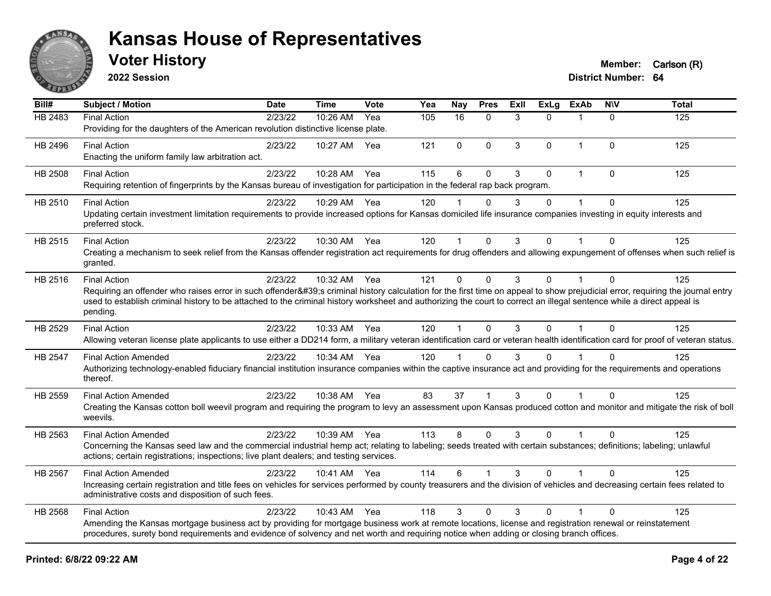# Kansas House of Representatives

## Voter History

**2022 Session**

**Member:** Carlson (R)
**District Number:** 64

| Bill# | Subject / Motion | Date | Time | Vote | Yea | Nay | Pres | ExII | ExLg | ExAb | N\V | Total |
|---|---|---|---|---|---|---|---|---|---|---|---|---|
| HB 2483 | Final Action | 2/23/22 | 10:26 AM | Yea | 105 | 16 | 0 | 3 | 0 | 1 | 0 | 125 |
| | Providing for the daughters of the American revolution distinctive license plate. | | | | | | | | | | | |
| HB 2496 | Final Action | 2/23/22 | 10:27 AM | Yea | 121 | 0 | 0 | 3 | 0 | 1 | 0 | 125 |
| | Enacting the uniform family law arbitration act. | | | | | | | | | | | |
| HB 2508 | Final Action | 2/23/22 | 10:28 AM | Yea | 115 | 6 | 0 | 3 | 0 | 1 | 0 | 125 |
| | Requiring retention of fingerprints by the Kansas bureau of investigation for participation in the federal rap back program. | | | | | | | | | | | |
| HB 2510 | Final Action | 2/23/22 | 10:29 AM | Yea | 120 | 1 | 0 | 3 | 0 | 1 | 0 | 125 |
| | Updating certain investment limitation requirements to provide increased options for Kansas domiciled life insurance companies investing in equity interests and preferred stock. | | | | | | | | | | | |
| HB 2515 | Final Action | 2/23/22 | 10:30 AM | Yea | 120 | 1 | 0 | 3 | 0 | 1 | 0 | 125 |
| | Creating a mechanism to seek relief from the Kansas offender registration act requirements for drug offenders and allowing expungement of offenses when such relief is granted. | | | | | | | | | | | |
| HB 2516 | Final Action | 2/23/22 | 10:32 AM | Yea | 121 | 0 | 0 | 3 | 0 | 1 | 0 | 125 |
| | Requiring an offender who raises error in such offender&#39;s criminal history calculation for the first time on appeal to show prejudicial error, requiring the journal entry used to establish criminal history to be attached to the criminal history worksheet and authorizing the court to correct an illegal sentence while a direct appeal is pending. | | | | | | | | | | | |
| HB 2529 | Final Action | 2/23/22 | 10:33 AM | Yea | 120 | 1 | 0 | 3 | 0 | 1 | 0 | 125 |
| | Allowing veteran license plate applicants to use either a DD214 form, a military veteran identification card or veteran health identification card for proof of veteran status. | | | | | | | | | | | |
| HB 2547 | Final Action Amended | 2/23/22 | 10:34 AM | Yea | 120 | 1 | 0 | 3 | 0 | 1 | 0 | 125 |
| | Authorizing technology-enabled fiduciary financial institution insurance companies within the captive insurance act and providing for the requirements and operations thereof. | | | | | | | | | | | |
| HB 2559 | Final Action Amended | 2/23/22 | 10:38 AM | Yea | 83 | 37 | 1 | 3 | 0 | 1 | 0 | 125 |
| | Creating the Kansas cotton boll weevil program and requiring the program to levy an assessment upon Kansas produced cotton and monitor and mitigate the risk of boll weevils. | | | | | | | | | | | |
| HB 2563 | Final Action Amended | 2/23/22 | 10:39 AM | Yea | 113 | 8 | 0 | 3 | 0 | 1 | 0 | 125 |
| | Concerning the Kansas seed law and the commercial industrial hemp act; relating to labeling; seeds treated with certain substances; definitions; labeling; unlawful actions; certain registrations; inspections; live plant dealers; and testing services. | | | | | | | | | | | |
| HB 2567 | Final Action Amended | 2/23/22 | 10:41 AM | Yea | 114 | 6 | 1 | 3 | 0 | 1 | 0 | 125 |
| | Increasing certain registration and title fees on vehicles for services performed by county treasurers and the division of vehicles and decreasing certain fees related to administrative costs and disposition of such fees. | | | | | | | | | | | |
| HB 2568 | Final Action | 2/23/22 | 10:43 AM | Yea | 118 | 3 | 0 | 3 | 0 | 1 | 0 | 125 |
| | Amending the Kansas mortgage business act by providing for mortgage business work at remote locations, license and registration renewal or reinstatement procedures, surety bond requirements and evidence of solvency and net worth and requiring notice when adding or closing branch offices. | | | | | | | | | | | |

Printed: 6/8/22 09:22 AM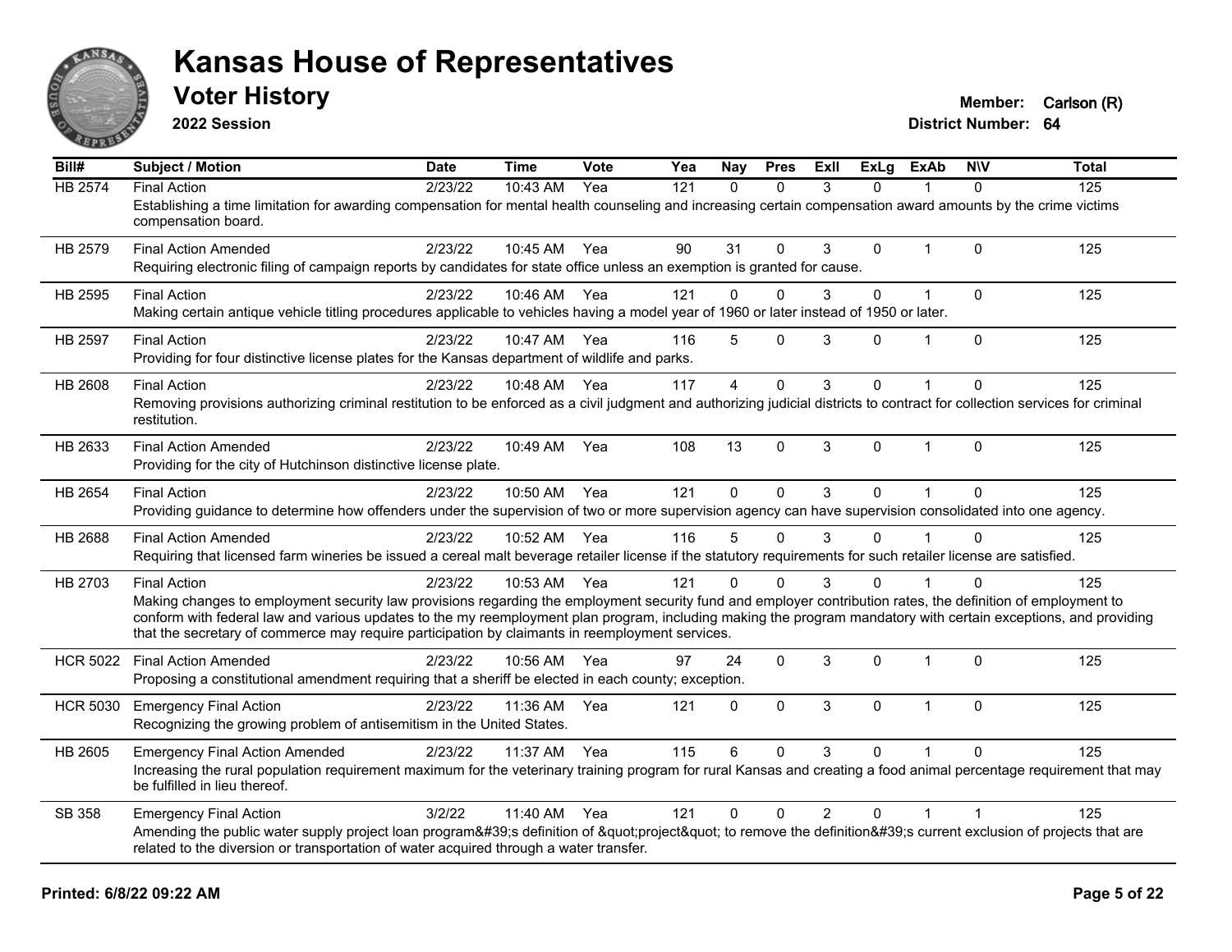# Kansas House of Representatives

## Voter History

**2022 Session**

**Member:** Carlson (R)
**District Number:** 64

| Bill# | Subject / Motion | Date | Time | Vote | Yea | Nay | Pres | ExII | ExLg | ExAb | N\V | Total |
|---|---|---|---|---|---|---|---|---|---|---|---|---|
| HB 2574 | Final Action | 2/23/22 | 10:43 AM | Yea | 121 | 0 | 0 | 3 | 0 | 1 | 0 | 125 |
| | Establishing a time limitation for awarding compensation for mental health counseling and increasing certain compensation award amounts by the crime victims compensation board. | | | | | | | | | | | |
| HB 2579 | Final Action Amended | 2/23/22 | 10:45 AM | Yea | 90 | 31 | 0 | 3 | 0 | 1 | 0 | 125 |
| | Requiring electronic filing of campaign reports by candidates for state office unless an exemption is granted for cause. | | | | | | | | | | | |
| HB 2595 | Final Action | 2/23/22 | 10:46 AM | Yea | 121 | 0 | 0 | 3 | 0 | 1 | 0 | 125 |
| | Making certain antique vehicle titling procedures applicable to vehicles having a model year of 1960 or later instead of 1950 or later. | | | | | | | | | | | |
| HB 2597 | Final Action | 2/23/22 | 10:47 AM | Yea | 116 | 5 | 0 | 3 | 0 | 1 | 0 | 125 |
| | Providing for four distinctive license plates for the Kansas department of wildlife and parks. | | | | | | | | | | | |
| HB 2608 | Final Action | 2/23/22 | 10:48 AM | Yea | 117 | 4 | 0 | 3 | 0 | 1 | 0 | 125 |
| | Removing provisions authorizing criminal restitution to be enforced as a civil judgment and authorizing judicial districts to contract for collection services for criminal restitution. | | | | | | | | | | | |
| HB 2633 | Final Action Amended | 2/23/22 | 10:49 AM | Yea | 108 | 13 | 0 | 3 | 0 | 1 | 0 | 125 |
| | Providing for the city of Hutchinson distinctive license plate. | | | | | | | | | | | |
| HB 2654 | Final Action | 2/23/22 | 10:50 AM | Yea | 121 | 0 | 0 | 3 | 0 | 1 | 0 | 125 |
| | Providing guidance to determine how offenders under the supervision of two or more supervision agency can have supervision consolidated into one agency. | | | | | | | | | | | |
| HB 2688 | Final Action Amended | 2/23/22 | 10:52 AM | Yea | 116 | 5 | 0 | 3 | 0 | 1 | 0 | 125 |
| | Requiring that licensed farm wineries be issued a cereal malt beverage retailer license if the statutory requirements for such retailer license are satisfied. | | | | | | | | | | | |
| HB 2703 | Final Action | 2/23/22 | 10:53 AM | Yea | 121 | 0 | 0 | 3 | 0 | 1 | 0 | 125 |
| | Making changes to employment security law provisions regarding the employment security fund and employer contribution rates, the definition of employment to conform with federal law and various updates to the my reemployment plan program, including making the program mandatory with certain exceptions, and providing that the secretary of commerce may require participation by claimants in reemployment services. | | | | | | | | | | | |
| HCR 5022 | Final Action Amended | 2/23/22 | 10:56 AM | Yea | 97 | 24 | 0 | 3 | 0 | 1 | 0 | 125 |
| | Proposing a constitutional amendment requiring that a sheriff be elected in each county; exception. | | | | | | | | | | | |
| HCR 5030 | Emergency Final Action | 2/23/22 | 11:36 AM | Yea | 121 | 0 | 0 | 3 | 0 | 1 | 0 | 125 |
| | Recognizing the growing problem of antisemitism in the United States. | | | | | | | | | | | |
| HB 2605 | Emergency Final Action Amended | 2/23/22 | 11:37 AM | Yea | 115 | 6 | 0 | 3 | 0 | 1 | 0 | 125 |
| | Increasing the rural population requirement maximum for the veterinary training program for rural Kansas and creating a food animal percentage requirement that may be fulfilled in lieu thereof. | | | | | | | | | | | |
| SB 358 | Emergency Final Action | 3/2/22 | 11:40 AM | Yea | 121 | 0 | 0 | 2 | 0 | 1 | 1 | 125 |
| | Amending the public water supply project loan program&#39;s definition of &quot;project&quot; to remove the definition&#39;s current exclusion of projects that are related to the diversion or transportation of water acquired through a water transfer. | | | | | | | | | | | |

**Printed: 6/8/22 09:22 AM**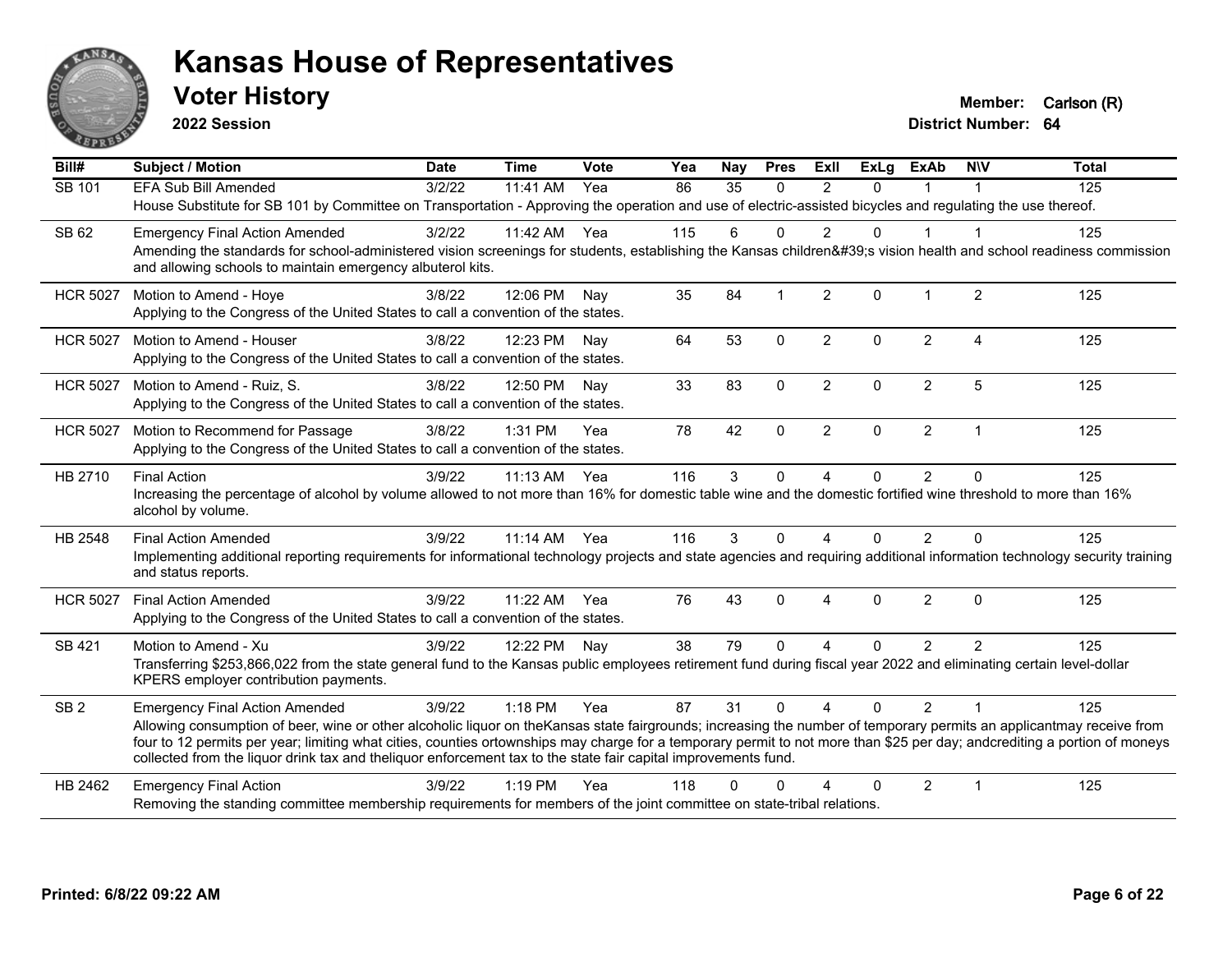# Kansas House of Representatives

## Voter History

**2022 Session**

**Member:** Carlson (R)
**District Number:** 64

| Bill# | Subject / Motion | Date | Time | Vote | Yea | Nay | Pres | ExII | ExLg | ExAb | N\V | Total |
|---|---|---|---|---|---|---|---|---|---|---|---|---|
| SB 101 | EFA Sub Bill Amended | 3/2/22 | 11:41 AM | Yea | 86 | 35 | 0 | 2 | 0 | 1 | 1 | 125 |
| | House Substitute for SB 101 by Committee on Transportation - Approving the operation and use of electric-assisted bicycles and regulating the use thereof. | | | | | | | | | | | |
| SB 62 | Emergency Final Action Amended | 3/2/22 | 11:42 AM | Yea | 115 | 6 | 0 | 2 | 0 | 1 | 1 | 125 |
| | Amending the standards for school-administered vision screenings for students, establishing the Kansas children&#39;s vision health and school readiness commission and allowing schools to maintain emergency albuterol kits. | | | | | | | | | | | |
| HCR 5027 | Motion to Amend - Hoye | 3/8/22 | 12:06 PM | Nay | 35 | 84 | 1 | 2 | 0 | 1 | 2 | 125 |
| | Applying to the Congress of the United States to call a convention of the states. | | | | | | | | | | | |
| HCR 5027 | Motion to Amend - Houser | 3/8/22 | 12:23 PM | Nay | 64 | 53 | 0 | 2 | 0 | 2 | 4 | 125 |
| | Applying to the Congress of the United States to call a convention of the states. | | | | | | | | | | | |
| HCR 5027 | Motion to Amend - Ruiz, S. | 3/8/22 | 12:50 PM | Nay | 33 | 83 | 0 | 2 | 0 | 2 | 5 | 125 |
| | Applying to the Congress of the United States to call a convention of the states. | | | | | | | | | | | |
| HCR 5027 | Motion to Recommend for Passage | 3/8/22 | 1:31 PM | Yea | 78 | 42 | 0 | 2 | 0 | 2 | 1 | 125 |
| | Applying to the Congress of the United States to call a convention of the states. | | | | | | | | | | | |
| HB 2710 | Final Action | 3/9/22 | 11:13 AM | Yea | 116 | 3 | 0 | 4 | 0 | 2 | 0 | 125 |
| | Increasing the percentage of alcohol by volume allowed to not more than 16% for domestic table wine and the domestic fortified wine threshold to more than 16% alcohol by volume. | | | | | | | | | | | |
| HB 2548 | Final Action Amended | 3/9/22 | 11:14 AM | Yea | 116 | 3 | 0 | 4 | 0 | 2 | 0 | 125 |
| | Implementing additional reporting requirements for informational technology projects and state agencies and requiring additional information technology security training and status reports. | | | | | | | | | | | |
| HCR 5027 | Final Action Amended | 3/9/22 | 11:22 AM | Yea | 76 | 43 | 0 | 4 | 0 | 2 | 0 | 125 |
| | Applying to the Congress of the United States to call a convention of the states. | | | | | | | | | | | |
| SB 421 | Motion to Amend - Xu | 3/9/22 | 12:22 PM | Nay | 38 | 79 | 0 | 4 | 0 | 2 | 2 | 125 |
| | Transferring $253,866,022 from the state general fund to the Kansas public employees retirement fund during fiscal year 2022 and eliminating certain level-dollar KPERS employer contribution payments. | | | | | | | | | | | |
| SB 2 | Emergency Final Action Amended | 3/9/22 | 1:18 PM | Yea | 87 | 31 | 0 | 4 | 0 | 2 | 1 | 125 |
| | Allowing consumption of beer, wine or other alcoholic liquor on theKansas state fairgrounds; increasing the number of temporary permits an applicantmay receive from four to 12 permits per year; limiting what cities, counties ortownships may charge for a temporary permit to not more than $25 per day; andcrediting a portion of moneys collected from the liquor drink tax and theliquor enforcement tax to the state fair capital improvements fund. | | | | | | | | | | | |
| HB 2462 | Emergency Final Action | 3/9/22 | 1:19 PM | Yea | 118 | 0 | 0 | 4 | 0 | 2 | 1 | 125 |
| | Removing the standing committee membership requirements for members of the joint committee on state-tribal relations. | | | | | | | | | | | |

**Printed: 6/8/22 09:22 AM**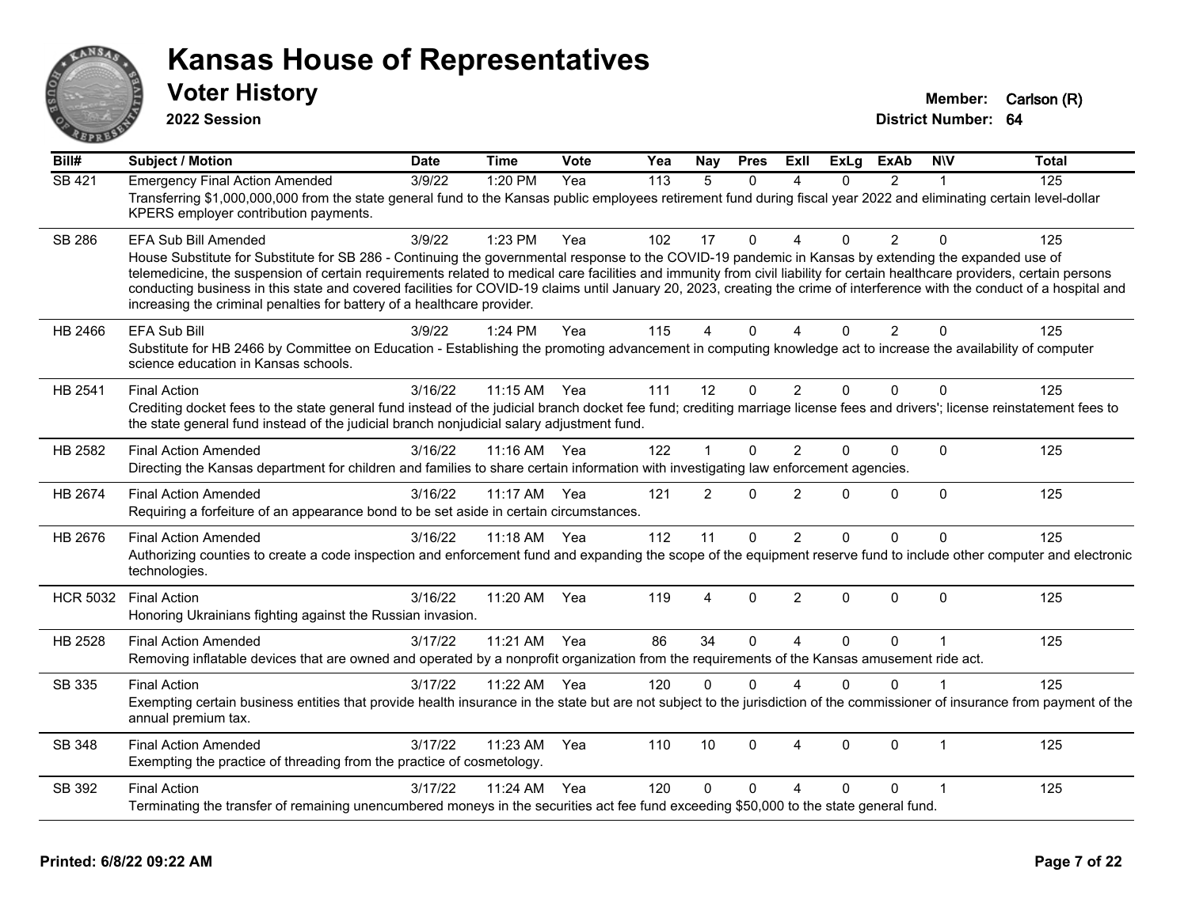# Kansas House of Representatives

## Voter History

**2022 Session**

**Member:** Carlson (R)
**District Number:** 64

| Bill# | Subject / Motion | Date | Time | Vote | Yea | Nay | Pres | ExII | ExLg | ExAb | N\V | Total |
|---|---|---|---|---|---|---|---|---|---|---|---|---|
| SB 421 | Emergency Final Action Amended | 3/9/22 | 1:20 PM | Yea | 113 | 5 | 0 | 4 | 0 | 2 | 1 | 125 |
| | Transferring $1,000,000,000 from the state general fund to the Kansas public employees retirement fund during fiscal year 2022 and eliminating certain level-dollar KPERS employer contribution payments. | | | | | | | | | | | |
| SB 286 | EFA Sub Bill Amended | 3/9/22 | 1:23 PM | Yea | 102 | 17 | 0 | 4 | 0 | 2 | 0 | 125 |
| | House Substitute for Substitute for SB 286 - Continuing the governmental response to the COVID-19 pandemic in Kansas by extending the expanded use of telemedicine, the suspension of certain requirements related to medical care facilities and immunity from civil liability for certain healthcare providers, certain persons conducting business in this state and covered facilities for COVID-19 claims until January 20, 2023, creating the crime of interference with the conduct of a hospital and increasing the criminal penalties for battery of a healthcare provider. | | | | | | | | | | | |
| HB 2466 | EFA Sub Bill | 3/9/22 | 1:24 PM | Yea | 115 | 4 | 0 | 4 | 0 | 2 | 0 | 125 |
| | Substitute for HB 2466 by Committee on Education - Establishing the promoting advancement in computing knowledge act to increase the availability of computer science education in Kansas schools. | | | | | | | | | | | |
| HB 2541 | Final Action | 3/16/22 | 11:15 AM | Yea | 111 | 12 | 0 | 2 | 0 | 0 | 0 | 125 |
| | Crediting docket fees to the state general fund instead of the judicial branch docket fee fund; crediting marriage license fees and drivers'; license reinstatement fees to the state general fund instead of the judicial branch nonjudicial salary adjustment fund. | | | | | | | | | | | |
| HB 2582 | Final Action Amended | 3/16/22 | 11:16 AM | Yea | 122 | 1 | 0 | 2 | 0 | 0 | 0 | 125 |
| | Directing the Kansas department for children and families to share certain information with investigating law enforcement agencies. | | | | | | | | | | | |
| HB 2674 | Final Action Amended | 3/16/22 | 11:17 AM | Yea | 121 | 2 | 0 | 2 | 0 | 0 | 0 | 125 |
| | Requiring a forfeiture of an appearance bond to be set aside in certain circumstances. | | | | | | | | | | | |
| HB 2676 | Final Action Amended | 3/16/22 | 11:18 AM | Yea | 112 | 11 | 0 | 2 | 0 | 0 | 0 | 125 |
| | Authorizing counties to create a code inspection and enforcement fund and expanding the scope of the equipment reserve fund to include other computer and electronic technologies. | | | | | | | | | | | |
| HCR 5032 | Final Action | 3/16/22 | 11:20 AM | Yea | 119 | 4 | 0 | 2 | 0 | 0 | 0 | 125 |
| | Honoring Ukrainians fighting against the Russian invasion. | | | | | | | | | | | |
| HB 2528 | Final Action Amended | 3/17/22 | 11:21 AM | Yea | 86 | 34 | 0 | 4 | 0 | 0 | 1 | 125 |
| | Removing inflatable devices that are owned and operated by a nonprofit organization from the requirements of the Kansas amusement ride act. | | | | | | | | | | | |
| SB 335 | Final Action | 3/17/22 | 11:22 AM | Yea | 120 | 0 | 0 | 4 | 0 | 0 | 1 | 125 |
| | Exempting certain business entities that provide health insurance in the state but are not subject to the jurisdiction of the commissioner of insurance from payment of the annual premium tax. | | | | | | | | | | | |
| SB 348 | Final Action Amended | 3/17/22 | 11:23 AM | Yea | 110 | 10 | 0 | 4 | 0 | 0 | 1 | 125 |
| | Exempting the practice of threading from the practice of cosmetology. | | | | | | | | | | | |
| SB 392 | Final Action | 3/17/22 | 11:24 AM | Yea | 120 | 0 | 0 | 4 | 0 | 0 | 1 | 125 |
| | Terminating the transfer of remaining unencumbered moneys in the securities act fee fund exceeding $50,000 to the state general fund. | | | | | | | | | | | |

**Printed: 6/8/22 09:22 AM**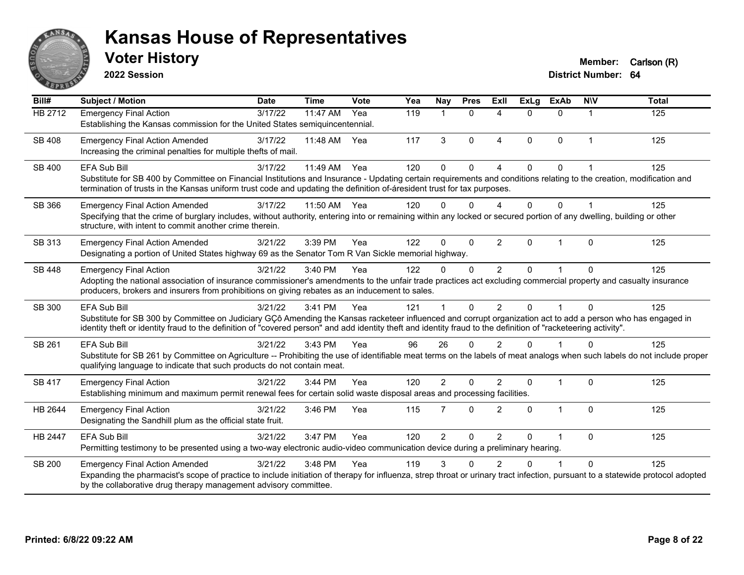# Kansas House of Representatives

## Voter History

**2022 Session**

**Member:** Carlson (R)
**District Number:** 64

| Bill# | Subject / Motion | Date | Time | Vote | Yea | Nay | Pres | ExII | ExLg | ExAb | N\V | Total |
|---|---|---|---|---|---|---|---|---|---|---|---|---|
| HB 2712 | Emergency Final Action | 3/17/22 | 11:47 AM | Yea | 119 | 1 | 0 | 4 | 0 | 0 | 1 | 125 |
| | Establishing the Kansas commission for the United States semiquincentennial. | | | | | | | | | | | |
| SB 408 | Emergency Final Action Amended | 3/17/22 | 11:48 AM | Yea | 117 | 3 | 0 | 4 | 0 | 0 | 1 | 125 |
| | Increasing the criminal penalties for multiple thefts of mail. | | | | | | | | | | | |
| SB 400 | EFA Sub Bill | 3/17/22 | 11:49 AM | Yea | 120 | 0 | 0 | 4 | 0 | 0 | 1 | 125 |
| | Substitute for SB 400 by Committee on Financial Institutions and Insurance - Updating certain requirements and conditions relating to the creation, modification and termination of trusts in the Kansas uniform trust code and updating the definition of-áresident trust for tax purposes. | | | | | | | | | | | |
| SB 366 | Emergency Final Action Amended | 3/17/22 | 11:50 AM | Yea | 120 | 0 | 0 | 4 | 0 | 0 | 1 | 125 |
| | Specifying that the crime of burglary includes, without authority, entering into or remaining within any locked or secured portion of any dwelling, building or other structure, with intent to commit another crime therein. | | | | | | | | | | | |
| SB 313 | Emergency Final Action Amended | 3/21/22 | 3:39 PM | Yea | 122 | 0 | 0 | 2 | 0 | 1 | 0 | 125 |
| | Designating a portion of United States highway 69 as the Senator Tom R Van Sickle memorial highway. | | | | | | | | | | | |
| SB 448 | Emergency Final Action | 3/21/22 | 3:40 PM | Yea | 122 | 0 | 0 | 2 | 0 | 1 | 0 | 125 |
| | Adopting the national association of insurance commissioner's amendments to the unfair trade practices act excluding commercial property and casualty insurance producers, brokers and insurers from prohibitions on giving rebates as an inducement to sales. | | | | | | | | | | | |
| SB 300 | EFA Sub Bill | 3/21/22 | 3:41 PM | Yea | 121 | 1 | 0 | 2 | 0 | 1 | 0 | 125 |
| | Substitute for SB 300 by Committee on Judiciary GÇô Amending the Kansas racketeer influenced and corrupt organization act to add a person who has engaged in identity theft or identity fraud to the definition of "covered person" and add identity theft and identity fraud to the definition of "racketeering activity". | | | | | | | | | | | |
| SB 261 | EFA Sub Bill | 3/21/22 | 3:43 PM | Yea | 96 | 26 | 0 | 2 | 0 | 1 | 0 | 125 |
| | Substitute for SB 261 by Committee on Agriculture -- Prohibiting the use of identifiable meat terms on the labels of meat analogs when such labels do not include proper qualifying language to indicate that such products do not contain meat. | | | | | | | | | | | |
| SB 417 | Emergency Final Action | 3/21/22 | 3:44 PM | Yea | 120 | 2 | 0 | 2 | 0 | 1 | 0 | 125 |
| | Establishing minimum and maximum permit renewal fees for certain solid waste disposal areas and processing facilities. | | | | | | | | | | | |
| HB 2644 | Emergency Final Action | 3/21/22 | 3:46 PM | Yea | 115 | 7 | 0 | 2 | 0 | 1 | 0 | 125 |
| | Designating the Sandhill plum as the official state fruit. | | | | | | | | | | | |
| HB 2447 | EFA Sub Bill | 3/21/22 | 3:47 PM | Yea | 120 | 2 | 0 | 2 | 0 | 1 | 0 | 125 |
| | Permitting testimony to be presented using a two-way electronic audio-video communication device during a preliminary hearing. | | | | | | | | | | | |
| SB 200 | Emergency Final Action Amended | 3/21/22 | 3:48 PM | Yea | 119 | 3 | 0 | 2 | 0 | 1 | 0 | 125 |
| | Expanding the pharmacist's scope of practice to include initiation of therapy for influenza, strep throat or urinary tract infection, pursuant to a statewide protocol adopted by the collaborative drug therapy management advisory committee. | | | | | | | | | | | |

**Printed: 6/8/22 09:22 AM**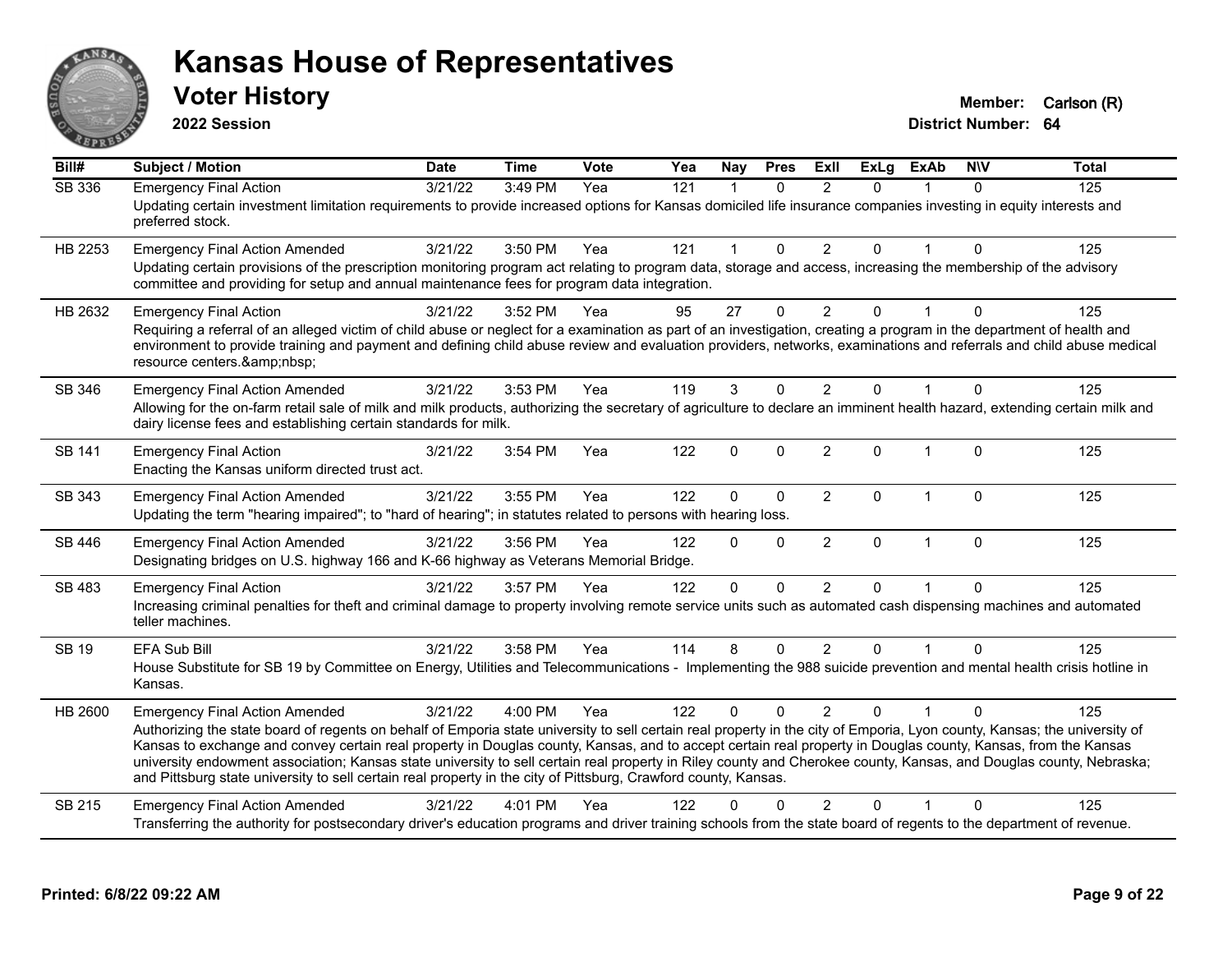# Kansas House of Representatives

## Voter History

**2022 Session**

**Member:** Carlson (R)
**District Number:** 64

| Bill# | Subject / Motion | Date | Time | Vote | Yea | Nay | Pres | ExII | ExLg | ExAb | N\V | Total |
|---|---|---|---|---|---|---|---|---|---|---|---|---|
| SB 336 | Emergency Final Action | 3/21/22 | 3:49 PM | Yea | 121 | 1 | 0 | 2 | 0 | 1 | 0 | 125 |
| | Updating certain investment limitation requirements to provide increased options for Kansas domiciled life insurance companies investing in equity interests and preferred stock. | | | | | | | | | | | |
| HB 2253 | Emergency Final Action Amended | 3/21/22 | 3:50 PM | Yea | 121 | 1 | 0 | 2 | 0 | 1 | 0 | 125 |
| | Updating certain provisions of the prescription monitoring program act relating to program data, storage and access, increasing the membership of the advisory committee and providing for setup and annual maintenance fees for program data integration. | | | | | | | | | | | |
| HB 2632 | Emergency Final Action | 3/21/22 | 3:52 PM | Yea | 95 | 27 | 0 | 2 | 0 | 1 | 0 | 125 |
| | Requiring a referral of an alleged victim of child abuse or neglect for a examination as part of an investigation, creating a program in the department of health and environment to provide training and payment and defining child abuse review and evaluation providers, networks, examinations and referrals and child abuse medical resource centers.&amp;nbsp; | | | | | | | | | | | |
| SB 346 | Emergency Final Action Amended | 3/21/22 | 3:53 PM | Yea | 119 | 3 | 0 | 2 | 0 | 1 | 0 | 125 |
| | Allowing for the on-farm retail sale of milk and milk products, authorizing the secretary of agriculture to declare an imminent health hazard, extending certain milk and dairy license fees and establishing certain standards for milk. | | | | | | | | | | | |
| SB 141 | Emergency Final Action | 3/21/22 | 3:54 PM | Yea | 122 | 0 | 0 | 2 | 0 | 1 | 0 | 125 |
| | Enacting the Kansas uniform directed trust act. | | | | | | | | | | | |
| SB 343 | Emergency Final Action Amended | 3/21/22 | 3:55 PM | Yea | 122 | 0 | 0 | 2 | 0 | 1 | 0 | 125 |
| | Updating the term "hearing impaired"; to "hard of hearing"; in statutes related to persons with hearing loss. | | | | | | | | | | | |
| SB 446 | Emergency Final Action Amended | 3/21/22 | 3:56 PM | Yea | 122 | 0 | 0 | 2 | 0 | 1 | 0 | 125 |
| | Designating bridges on U.S. highway 166 and K-66 highway as Veterans Memorial Bridge. | | | | | | | | | | | |
| SB 483 | Emergency Final Action | 3/21/22 | 3:57 PM | Yea | 122 | 0 | 0 | 2 | 0 | 1 | 0 | 125 |
| | Increasing criminal penalties for theft and criminal damage to property involving remote service units such as automated cash dispensing machines and automated teller machines. | | | | | | | | | | | |
| SB 19 | EFA Sub Bill | 3/21/22 | 3:58 PM | Yea | 114 | 8 | 0 | 2 | 0 | 1 | 0 | 125 |
| | House Substitute for SB 19 by Committee on Energy, Utilities and Telecommunications - Implementing the 988 suicide prevention and mental health crisis hotline in Kansas. | | | | | | | | | | | |
| HB 2600 | Emergency Final Action Amended | 3/21/22 | 4:00 PM | Yea | 122 | 0 | 0 | 2 | 0 | 1 | 0 | 125 |
| | Authorizing the state board of regents on behalf of Emporia state university to sell certain real property in the city of Emporia, Lyon county, Kansas; the university of Kansas to exchange and convey certain real property in Douglas county, Kansas, and to accept certain real property in Douglas county, Kansas, from the Kansas university endowment association; Kansas state university to sell certain real property in Riley county and Cherokee county, Kansas, and Douglas county, Nebraska; and Pittsburg state university to sell certain real property in the city of Pittsburg, Crawford county, Kansas. | | | | | | | | | | | |
| SB 215 | Emergency Final Action Amended | 3/21/22 | 4:01 PM | Yea | 122 | 0 | 0 | 2 | 0 | 1 | 0 | 125 |
| | Transferring the authority for postsecondary driver's education programs and driver training schools from the state board of regents to the department of revenue. | | | | | | | | | | | |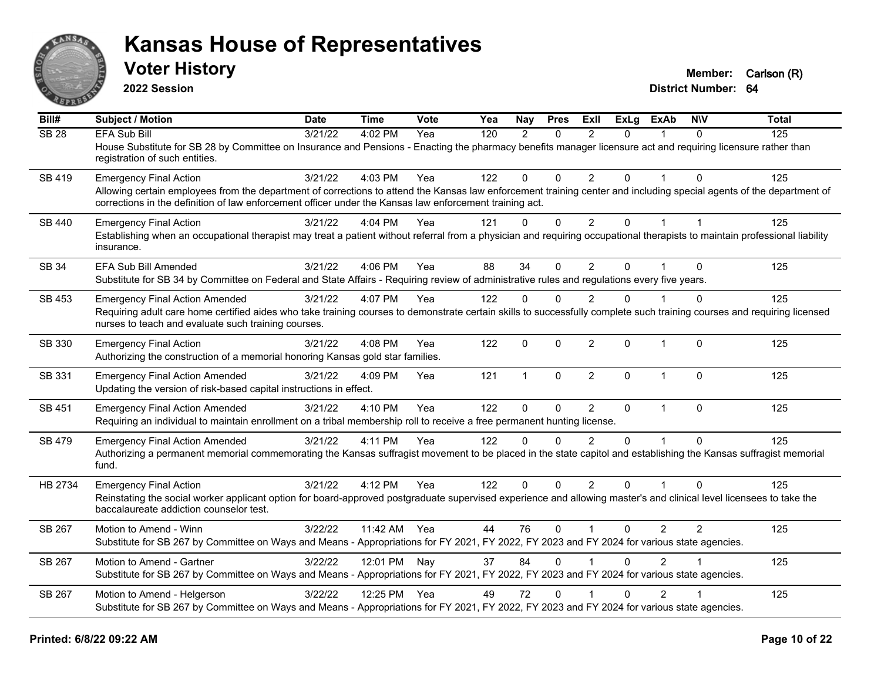# Kansas House of Representatives

## Voter History

**2022 Session**

**Member:** Carlson (R)
**District Number:** 64

| Bill# | Subject / Motion | Date | Time | Vote | Yea | Nay | Pres | ExII | ExLg | ExAb | N\V | Total |
|---|---|---|---|---|---|---|---|---|---|---|---|---|
| SB 28 | EFA Sub Bill | 3/21/22 | 4:02 PM | Yea | 120 | 2 | 0 | 2 | 0 | 1 | 0 | 125 |
| | House Substitute for SB 28 by Committee on Insurance and Pensions - Enacting the pharmacy benefits manager licensure act and requiring licensure rather than registration of such entities. | | | | | | | | | | | |
| SB 419 | Emergency Final Action | 3/21/22 | 4:03 PM | Yea | 122 | 0 | 0 | 2 | 0 | 1 | 0 | 125 |
| | Allowing certain employees from the department of corrections to attend the Kansas law enforcement training center and including special agents of the department of corrections in the definition of law enforcement officer under the Kansas law enforcement training act. | | | | | | | | | | | |
| SB 440 | Emergency Final Action | 3/21/22 | 4:04 PM | Yea | 121 | 0 | 0 | 2 | 0 | 1 | 1 | 125 |
| | Establishing when an occupational therapist may treat a patient without referral from a physician and requiring occupational therapists to maintain professional liability insurance. | | | | | | | | | | | |
| SB 34 | EFA Sub Bill Amended | 3/21/22 | 4:06 PM | Yea | 88 | 34 | 0 | 2 | 0 | 1 | 0 | 125 |
| | Substitute for SB 34 by Committee on Federal and State Affairs - Requiring review of administrative rules and regulations every five years. | | | | | | | | | | | |
| SB 453 | Emergency Final Action Amended | 3/21/22 | 4:07 PM | Yea | 122 | 0 | 0 | 2 | 0 | 1 | 0 | 125 |
| | Requiring adult care home certified aides who take training courses to demonstrate certain skills to successfully complete such training courses and requiring licensed nurses to teach and evaluate such training courses. | | | | | | | | | | | |
| SB 330 | Emergency Final Action | 3/21/22 | 4:08 PM | Yea | 122 | 0 | 0 | 2 | 0 | 1 | 0 | 125 |
| | Authorizing the construction of a memorial honoring Kansas gold star families. | | | | | | | | | | | |
| SB 331 | Emergency Final Action Amended | 3/21/22 | 4:09 PM | Yea | 121 | 1 | 0 | 2 | 0 | 1 | 0 | 125 |
| | Updating the version of risk-based capital instructions in effect. | | | | | | | | | | | |
| SB 451 | Emergency Final Action Amended | 3/21/22 | 4:10 PM | Yea | 122 | 0 | 0 | 2 | 0 | 1 | 0 | 125 |
| | Requiring an individual to maintain enrollment on a tribal membership roll to receive a free permanent hunting license. | | | | | | | | | | | |
| SB 479 | Emergency Final Action Amended | 3/21/22 | 4:11 PM | Yea | 122 | 0 | 0 | 2 | 0 | 1 | 0 | 125 |
| | Authorizing a permanent memorial commemorating the Kansas suffragist movement to be placed in the state capitol and establishing the Kansas suffragist memorial fund. | | | | | | | | | | | |
| HB 2734 | Emergency Final Action | 3/21/22 | 4:12 PM | Yea | 122 | 0 | 0 | 2 | 0 | 1 | 0 | 125 |
| | Reinstating the social worker applicant option for board-approved postgraduate supervised experience and allowing master's and clinical level licensees to take the baccalaureate addiction counselor test. | | | | | | | | | | | |
| SB 267 | Motion to Amend - Winn | 3/22/22 | 11:42 AM | Yea | 44 | 76 | 0 | 1 | 0 | 2 | 2 | 125 |
| | Substitute for SB 267 by Committee on Ways and Means - Appropriations for FY 2021, FY 2022, FY 2023 and FY 2024 for various state agencies. | | | | | | | | | | | |
| SB 267 | Motion to Amend - Gartner | 3/22/22 | 12:01 PM | Nay | 37 | 84 | 0 | 1 | 0 | 2 | 1 | 125 |
| | Substitute for SB 267 by Committee on Ways and Means - Appropriations for FY 2021, FY 2022, FY 2023 and FY 2024 for various state agencies. | | | | | | | | | | | |
| SB 267 | Motion to Amend - Helgerson | 3/22/22 | 12:25 PM | Yea | 49 | 72 | 0 | 1 | 0 | 2 | 1 | 125 |
| | Substitute for SB 267 by Committee on Ways and Means - Appropriations for FY 2021, FY 2022, FY 2023 and FY 2024 for various state agencies. | | | | | | | | | | | |

**Printed: 6/8/22 09:22 AM**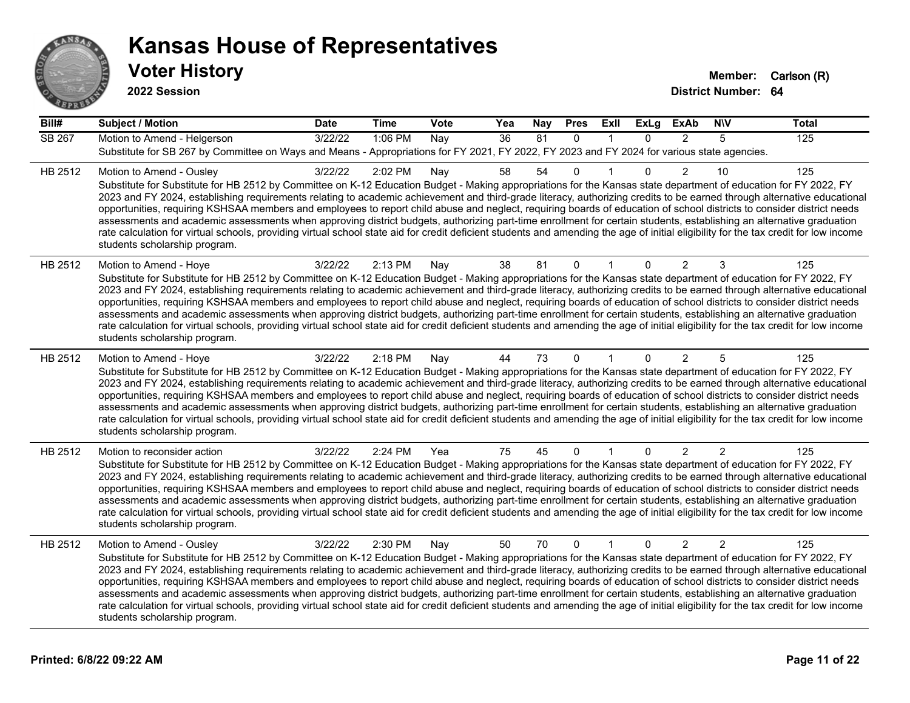# Kansas House of Representatives

## Voter History

**2022 Session**

**Member:** Carlson (R)
**District Number:** 64

| Bill# | Subject / Motion | Date | Time | Vote | Yea | Nay | Pres | ExII | ExLg | ExAb | N\V | Total |
|---|---|---|---|---|---|---|---|---|---|---|---|---|
| SB 267 | Motion to Amend - Helgerson | 3/22/22 | 1:06 PM | Nay | 36 | 81 | 0 | 1 | 0 | 2 | 5 | 125 |
| | Substitute for SB 267 by Committee on Ways and Means - Appropriations for FY 2021, FY 2022, FY 2023 and FY 2024 for various state agencies. | | | | | | | | | | | |
| HB 2512 | Motion to Amend - Ousley | 3/22/22 | 2:02 PM | Nay | 58 | 54 | 0 | 1 | 0 | 2 | 10 | 125 |
| | Substitute for Substitute for HB 2512 by Committee on K-12 Education Budget - Making appropriations for the Kansas state department of education for FY 2022, FY 2023 and FY 2024, establishing requirements relating to academic achievement and third-grade literacy, authorizing credits to be earned through alternative educational opportunities, requiring KSHSAA members and employees to report child abuse and neglect, requiring boards of education of school districts to consider district needs assessments and academic assessments when approving district budgets, authorizing part-time enrollment for certain students, establishing an alternative graduation rate calculation for virtual schools, providing virtual school state aid for credit deficient students and amending the age of initial eligibility for the tax credit for low income students scholarship program. | | | | | | | | | | | |
| HB 2512 | Motion to Amend - Hoye | 3/22/22 | 2:13 PM | Nay | 38 | 81 | 0 | 1 | 0 | 2 | 3 | 125 |
| | Substitute for Substitute for HB 2512 by Committee on K-12 Education Budget - Making appropriations for the Kansas state department of education for FY 2022, FY 2023 and FY 2024, establishing requirements relating to academic achievement and third-grade literacy, authorizing credits to be earned through alternative educational opportunities, requiring KSHSAA members and employees to report child abuse and neglect, requiring boards of education of school districts to consider district needs assessments and academic assessments when approving district budgets, authorizing part-time enrollment for certain students, establishing an alternative graduation rate calculation for virtual schools, providing virtual school state aid for credit deficient students and amending the age of initial eligibility for the tax credit for low income students scholarship program. | | | | | | | | | | | |
| HB 2512 | Motion to Amend - Hoye | 3/22/22 | 2:18 PM | Nay | 44 | 73 | 0 | 1 | 0 | 2 | 5 | 125 |
| | Substitute for Substitute for HB 2512 by Committee on K-12 Education Budget - Making appropriations for the Kansas state department of education for FY 2022, FY 2023 and FY 2024, establishing requirements relating to academic achievement and third-grade literacy, authorizing credits to be earned through alternative educational opportunities, requiring KSHSAA members and employees to report child abuse and neglect, requiring boards of education of school districts to consider district needs assessments and academic assessments when approving district budgets, authorizing part-time enrollment for certain students, establishing an alternative graduation rate calculation for virtual schools, providing virtual school state aid for credit deficient students and amending the age of initial eligibility for the tax credit for low income students scholarship program. | | | | | | | | | | | |
| HB 2512 | Motion to reconsider action | 3/22/22 | 2:24 PM | Yea | 75 | 45 | 0 | 1 | 0 | 2 | 2 | 125 |
| | Substitute for Substitute for HB 2512 by Committee on K-12 Education Budget - Making appropriations for the Kansas state department of education for FY 2022, FY 2023 and FY 2024, establishing requirements relating to academic achievement and third-grade literacy, authorizing credits to be earned through alternative educational opportunities, requiring KSHSAA members and employees to report child abuse and neglect, requiring boards of education of school districts to consider district needs assessments and academic assessments when approving district budgets, authorizing part-time enrollment for certain students, establishing an alternative graduation rate calculation for virtual schools, providing virtual school state aid for credit deficient students and amending the age of initial eligibility for the tax credit for low income students scholarship program. | | | | | | | | | | | |
| HB 2512 | Motion to Amend - Ousley | 3/22/22 | 2:30 PM | Nay | 50 | 70 | 0 | 1 | 0 | 2 | 2 | 125 |
| | Substitute for Substitute for HB 2512 by Committee on K-12 Education Budget - Making appropriations for the Kansas state department of education for FY 2022, FY 2023 and FY 2024, establishing requirements relating to academic achievement and third-grade literacy, authorizing credits to be earned through alternative educational opportunities, requiring KSHSAA members and employees to report child abuse and neglect, requiring boards of education of school districts to consider district needs assessments and academic assessments when approving district budgets, authorizing part-time enrollment for certain students, establishing an alternative graduation rate calculation for virtual schools, providing virtual school state aid for credit deficient students and amending the age of initial eligibility for the tax credit for low income students scholarship program. | | | | | | | | | | | |

Printed: 6/8/22 09:22 AM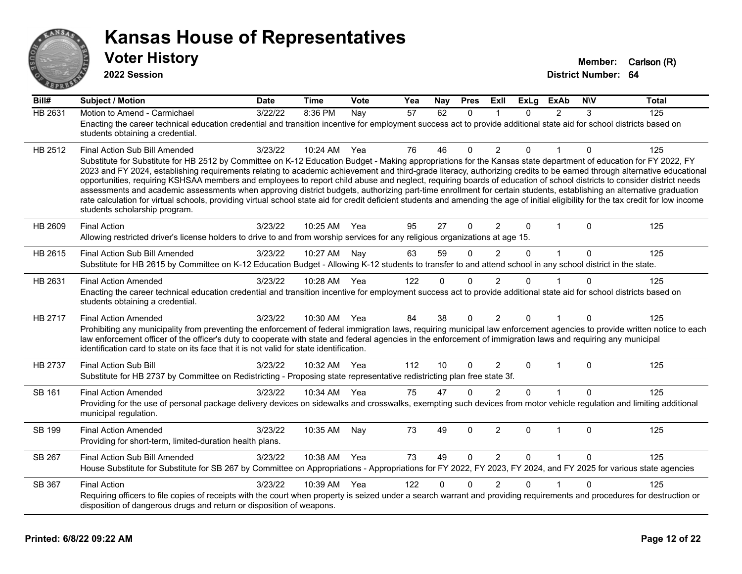# Kansas House of Representatives

## Voter History

**2022 Session**

**Member:** Carlson (R)
**District Number:** 64

| Bill# | Subject / Motion | Date | Time | Vote | Yea | Nay | Pres | ExII | ExLg | ExAb | N\V | Total |
|---|---|---|---|---|---|---|---|---|---|---|---|---|
| HB 2631 | Motion to Amend - Carmichael | 3/22/22 | 8:36 PM | Nay | 57 | 62 | 0 | 1 | 0 | 2 | 3 | 125 |
| | Enacting the career technical education credential and transition incentive for employment success act to provide additional state aid for school districts based on students obtaining a credential. | | | | | | | | | | | |
| HB 2512 | Final Action Sub Bill Amended | 3/23/22 | 10:24 AM | Yea | 76 | 46 | 0 | 2 | 0 | 1 | 0 | 125 |
| | Substitute for Substitute for HB 2512 by Committee on K-12 Education Budget - Making appropriations for the Kansas state department of education for FY 2022, FY 2023 and FY 2024, establishing requirements relating to academic achievement and third-grade literacy, authorizing credits to be earned through alternative educational opportunities, requiring KSHSAA members and employees to report child abuse and neglect, requiring boards of education of school districts to consider district needs assessments and academic assessments when approving district budgets, authorizing part-time enrollment for certain students, establishing an alternative graduation rate calculation for virtual schools, providing virtual school state aid for credit deficient students and amending the age of initial eligibility for the tax credit for low income students scholarship program. | | | | | | | | | | | |
| HB 2609 | Final Action | 3/23/22 | 10:25 AM | Yea | 95 | 27 | 0 | 2 | 0 | 1 | 0 | 125 |
| | Allowing restricted driver's license holders to drive to and from worship services for any religious organizations at age 15. | | | | | | | | | | | |
| HB 2615 | Final Action Sub Bill Amended | 3/23/22 | 10:27 AM | Nay | 63 | 59 | 0 | 2 | 0 | 1 | 0 | 125 |
| | Substitute for HB 2615 by Committee on K-12 Education Budget - Allowing K-12 students to transfer to and attend school in any school district in the state. | | | | | | | | | | | |
| HB 2631 | Final Action Amended | 3/23/22 | 10:28 AM | Yea | 122 | 0 | 0 | 2 | 0 | 1 | 0 | 125 |
| | Enacting the career technical education credential and transition incentive for employment success act to provide additional state aid for school districts based on students obtaining a credential. | | | | | | | | | | | |
| HB 2717 | Final Action Amended | 3/23/22 | 10:30 AM | Yea | 84 | 38 | 0 | 2 | 0 | 1 | 0 | 125 |
| | Prohibiting any municipality from preventing the enforcement of federal immigration laws, requiring municipal law enforcement agencies to provide written notice to each law enforcement officer of the officer's duty to cooperate with state and federal agencies in the enforcement of immigration laws and requiring any municipal identification card to state on its face that it is not valid for state identification. | | | | | | | | | | | |
| HB 2737 | Final Action Sub Bill | 3/23/22 | 10:32 AM | Yea | 112 | 10 | 0 | 2 | 0 | 1 | 0 | 125 |
| | Substitute for HB 2737 by Committee on Redistricting - Proposing state representative redistricting plan free state 3f. | | | | | | | | | | | |
| SB 161 | Final Action Amended | 3/23/22 | 10:34 AM | Yea | 75 | 47 | 0 | 2 | 0 | 1 | 0 | 125 |
| | Providing for the use of personal package delivery devices on sidewalks and crosswalks, exempting such devices from motor vehicle regulation and limiting additional municipal regulation. | | | | | | | | | | | |
| SB 199 | Final Action Amended | 3/23/22 | 10:35 AM | Nay | 73 | 49 | 0 | 2 | 0 | 1 | 0 | 125 |
| | Providing for short-term, limited-duration health plans. | | | | | | | | | | | |
| SB 267 | Final Action Sub Bill Amended | 3/23/22 | 10:38 AM | Yea | 73 | 49 | 0 | 2 | 0 | 1 | 0 | 125 |
| | House Substitute for Substitute for SB 267 by Committee on Appropriations - Appropriations for FY 2022, FY 2023, FY 2024, and FY 2025 for various state agencies | | | | | | | | | | | |
| SB 367 | Final Action | 3/23/22 | 10:39 AM | Yea | 122 | 0 | 0 | 2 | 0 | 1 | 0 | 125 |
| | Requiring officers to file copies of receipts with the court when property is seized under a search warrant and providing requirements and procedures for destruction or disposition of dangerous drugs and return or disposition of weapons. | | | | | | | | | | | |

Printed: 6/8/22 09:22 AM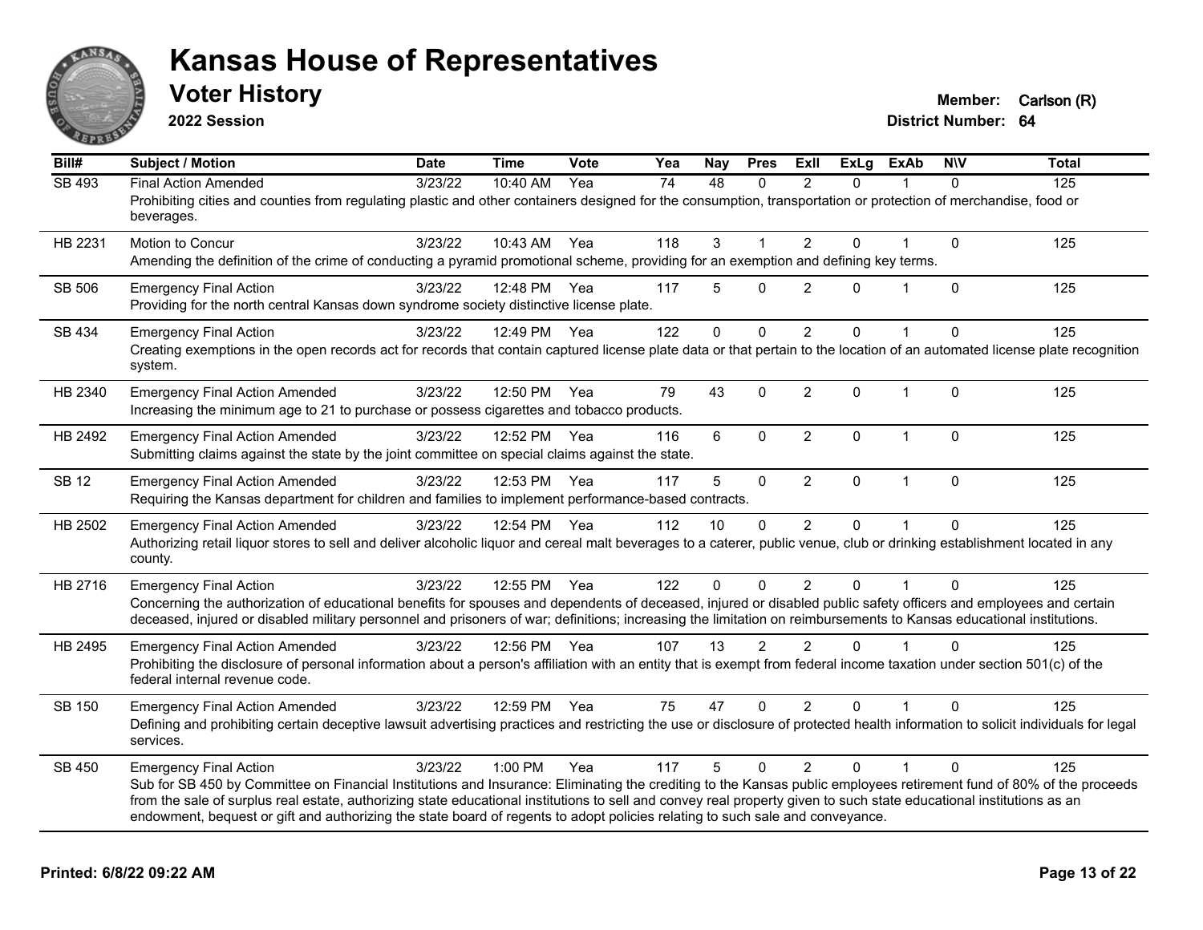# Kansas House of Representatives

## Voter History

**2022 Session**

**Member:** Carlson (R)
**District Number:** 64

| Bill# | Subject / Motion | Date | Time | Vote | Yea | Nay | Pres | ExII | ExLg | ExAb | N\V | Total |
|---|---|---|---|---|---|---|---|---|---|---|---|---|
| SB 493 | Final Action Amended | 3/23/22 | 10:40 AM | Yea | 74 | 48 | 0 | 2 | 0 | 1 | 0 | 125 |
| | Prohibiting cities and counties from regulating plastic and other containers designed for the consumption, transportation or protection of merchandise, food or beverages. | | | | | | | | | | | |
| HB 2231 | Motion to Concur | 3/23/22 | 10:43 AM | Yea | 118 | 3 | 1 | 2 | 0 | 1 | 0 | 125 |
| | Amending the definition of the crime of conducting a pyramid promotional scheme, providing for an exemption and defining key terms. | | | | | | | | | | | |
| SB 506 | Emergency Final Action | 3/23/22 | 12:48 PM | Yea | 117 | 5 | 0 | 2 | 0 | 1 | 0 | 125 |
| | Providing for the north central Kansas down syndrome society distinctive license plate. | | | | | | | | | | | |
| SB 434 | Emergency Final Action | 3/23/22 | 12:49 PM | Yea | 122 | 0 | 0 | 2 | 0 | 1 | 0 | 125 |
| | Creating exemptions in the open records act for records that contain captured license plate data or that pertain to the location of an automated license plate recognition system. | | | | | | | | | | | |
| HB 2340 | Emergency Final Action Amended | 3/23/22 | 12:50 PM | Yea | 79 | 43 | 0 | 2 | 0 | 1 | 0 | 125 |
| | Increasing the minimum age to 21 to purchase or possess cigarettes and tobacco products. | | | | | | | | | | | |
| HB 2492 | Emergency Final Action Amended | 3/23/22 | 12:52 PM | Yea | 116 | 6 | 0 | 2 | 0 | 1 | 0 | 125 |
| | Submitting claims against the state by the joint committee on special claims against the state. | | | | | | | | | | | |
| SB 12 | Emergency Final Action Amended | 3/23/22 | 12:53 PM | Yea | 117 | 5 | 0 | 2 | 0 | 1 | 0 | 125 |
| | Requiring the Kansas department for children and families to implement performance-based contracts. | | | | | | | | | | | |
| HB 2502 | Emergency Final Action Amended | 3/23/22 | 12:54 PM | Yea | 112 | 10 | 0 | 2 | 0 | 1 | 0 | 125 |
| | Authorizing retail liquor stores to sell and deliver alcoholic liquor and cereal malt beverages to a caterer, public venue, club or drinking establishment located in any county. | | | | | | | | | | | |
| HB 2716 | Emergency Final Action | 3/23/22 | 12:55 PM | Yea | 122 | 0 | 0 | 2 | 0 | 1 | 0 | 125 |
| | Concerning the authorization of educational benefits for spouses and dependents of deceased, injured or disabled public safety officers and employees and certain deceased, injured or disabled military personnel and prisoners of war; definitions; increasing the limitation on reimbursements to Kansas educational institutions. | | | | | | | | | | | |
| HB 2495 | Emergency Final Action Amended | 3/23/22 | 12:56 PM | Yea | 107 | 13 | 2 | 2 | 0 | 1 | 0 | 125 |
| | Prohibiting the disclosure of personal information about a person's affiliation with an entity that is exempt from federal income taxation under section 501(c) of the federal internal revenue code. | | | | | | | | | | | |
| SB 150 | Emergency Final Action Amended | 3/23/22 | 12:59 PM | Yea | 75 | 47 | 0 | 2 | 0 | 1 | 0 | 125 |
| | Defining and prohibiting certain deceptive lawsuit advertising practices and restricting the use or disclosure of protected health information to solicit individuals for legal services. | | | | | | | | | | | |
| SB 450 | Emergency Final Action | 3/23/22 | 1:00 PM | Yea | 117 | 5 | 0 | 2 | 0 | 1 | 0 | 125 |
| | Sub for SB 450 by Committee on Financial Institutions and Insurance: Eliminating the crediting to the Kansas public employees retirement fund of 80% of the proceeds from the sale of surplus real estate, authorizing state educational institutions to sell and convey real property given to such state educational institutions as an endowment, bequest or gift and authorizing the state board of regents to adopt policies relating to such sale and conveyance. | | | | | | | | | | | |

Printed: 6/8/22 09:22 AM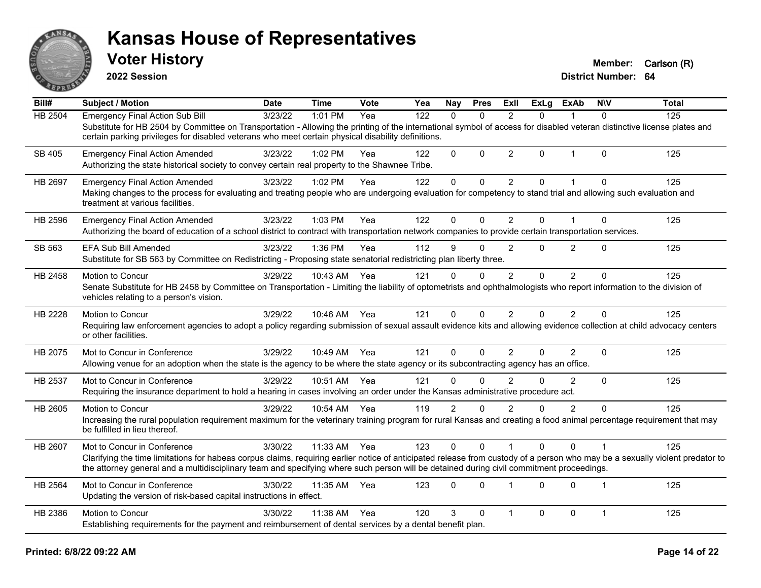# Kansas House of Representatives

## Voter History

**2022 Session**

**Member:** Carlson (R)
**District Number:** 64

| Bill# | Subject / Motion | Date | Time | Vote | Yea | Nay | Pres | ExII | ExLg | ExAb | N\V | Total |
|---|---|---|---|---|---|---|---|---|---|---|---|---|
| HB 2504 | Emergency Final Action Sub Bill | 3/23/22 | 1:01 PM | Yea | 122 | 0 | 0 | 2 | 0 | 1 | 0 | 125 |
| | Substitute for HB 2504 by Committee on Transportation - Allowing the printing of the international symbol of access for disabled veteran distinctive license plates and certain parking privileges for disabled veterans who meet certain physical disability definitions. | | | | | | | | | | | |
| SB 405 | Emergency Final Action Amended | 3/23/22 | 1:02 PM | Yea | 122 | 0 | 0 | 2 | 0 | 1 | 0 | 125 |
| | Authorizing the state historical society to convey certain real property to the Shawnee Tribe. | | | | | | | | | | | |
| HB 2697 | Emergency Final Action Amended | 3/23/22 | 1:02 PM | Yea | 122 | 0 | 0 | 2 | 0 | 1 | 0 | 125 |
| | Making changes to the process for evaluating and treating people who are undergoing evaluation for competency to stand trial and allowing such evaluation and treatment at various facilities. | | | | | | | | | | | |
| HB 2596 | Emergency Final Action Amended | 3/23/22 | 1:03 PM | Yea | 122 | 0 | 0 | 2 | 0 | 1 | 0 | 125 |
| | Authorizing the board of education of a school district to contract with transportation network companies to provide certain transportation services. | | | | | | | | | | | |
| SB 563 | EFA Sub Bill Amended | 3/23/22 | 1:36 PM | Yea | 112 | 9 | 0 | 2 | 0 | 2 | 0 | 125 |
| | Substitute for SB 563 by Committee on Redistricting - Proposing state senatorial redistricting plan liberty three. | | | | | | | | | | | |
| HB 2458 | Motion to Concur | 3/29/22 | 10:43 AM | Yea | 121 | 0 | 0 | 2 | 0 | 2 | 0 | 125 |
| | Senate Substitute for HB 2458 by Committee on Transportation - Limiting the liability of optometrists and ophthalmologists who report information to the division of vehicles relating to a person's vision. | | | | | | | | | | | |
| HB 2228 | Motion to Concur | 3/29/22 | 10:46 AM | Yea | 121 | 0 | 0 | 2 | 0 | 2 | 0 | 125 |
| | Requiring law enforcement agencies to adopt a policy regarding submission of sexual assault evidence kits and allowing evidence collection at child advocacy centers or other facilities. | | | | | | | | | | | |
| HB 2075 | Mot to Concur in Conference | 3/29/22 | 10:49 AM | Yea | 121 | 0 | 0 | 2 | 0 | 2 | 0 | 125 |
| | Allowing venue for an adoption when the state is the agency to be where the state agency or its subcontracting agency has an office. | | | | | | | | | | | |
| HB 2537 | Mot to Concur in Conference | 3/29/22 | 10:51 AM | Yea | 121 | 0 | 0 | 2 | 0 | 2 | 0 | 125 |
| | Requiring the insurance department to hold a hearing in cases involving an order under the Kansas administrative procedure act. | | | | | | | | | | | |
| HB 2605 | Motion to Concur | 3/29/22 | 10:54 AM | Yea | 119 | 2 | 0 | 2 | 0 | 2 | 0 | 125 |
| | Increasing the rural population requirement maximum for the veterinary training program for rural Kansas and creating a food animal percentage requirement that may be fulfilled in lieu thereof. | | | | | | | | | | | |
| HB 2607 | Mot to Concur in Conference | 3/30/22 | 11:33 AM | Yea | 123 | 0 | 0 | 1 | 0 | 0 | 1 | 125 |
| | Clarifying the time limitations for habeas corpus claims, requiring earlier notice of anticipated release from custody of a person who may be a sexually violent predator to the attorney general and a multidisciplinary team and specifying where such person will be detained during civil commitment proceedings. | | | | | | | | | | | |
| HB 2564 | Mot to Concur in Conference | 3/30/22 | 11:35 AM | Yea | 123 | 0 | 0 | 1 | 0 | 0 | 1 | 125 |
| | Updating the version of risk-based capital instructions in effect. | | | | | | | | | | | |
| HB 2386 | Motion to Concur | 3/30/22 | 11:38 AM | Yea | 120 | 3 | 0 | 1 | 0 | 0 | 1 | 125 |
| | Establishing requirements for the payment and reimbursement of dental services by a dental benefit plan. | | | | | | | | | | | |

Printed: 6/8/22 09:22 AM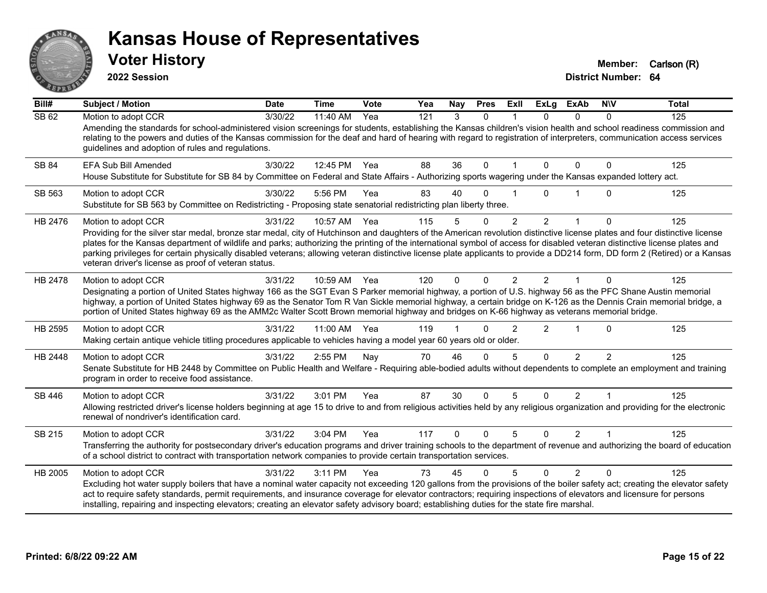# Kansas House of Representatives

## Voter History

**2022 Session**

**Member:** Carlson (R)
**District Number:** 64

| Bill# | Subject / Motion | Date | Time | Vote | Yea | Nay | Pres | ExII | ExLg | ExAb | N\V | Total |
|---|---|---|---|---|---|---|---|---|---|---|---|---|
| SB 62 | Motion to adopt CCR | 3/30/22 | 11:40 AM | Yea | 121 | 3 | 0 | 1 | 0 | 0 | 0 | 125 |
| | Amending the standards for school-administered vision screenings for students, establishing the Kansas children's vision health and school readiness commission and relating to the powers and duties of the Kansas commission for the deaf and hard of hearing with regard to registration of interpreters, communication access services guidelines and adoption of rules and regulations. | | | | | | | | | | | |
| SB 84 | EFA Sub Bill Amended | 3/30/22 | 12:45 PM | Yea | 88 | 36 | 0 | 1 | 0 | 0 | 0 | 125 |
| | House Substitute for Substitute for SB 84 by Committee on Federal and State Affairs - Authorizing sports wagering under the Kansas expanded lottery act. | | | | | | | | | | | |
| SB 563 | Motion to adopt CCR | 3/30/22 | 5:56 PM | Yea | 83 | 40 | 0 | 1 | 0 | 1 | 0 | 125 |
| | Substitute for SB 563 by Committee on Redistricting - Proposing state senatorial redistricting plan liberty three. | | | | | | | | | | | |
| HB 2476 | Motion to adopt CCR | 3/31/22 | 10:57 AM | Yea | 115 | 5 | 0 | 2 | 2 | 1 | 0 | 125 |
| | Providing for the silver star medal, bronze star medal, city of Hutchinson and daughters of the American revolution distinctive license plates and four distinctive license plates for the Kansas department of wildlife and parks; authorizing the printing of the international symbol of access for disabled veteran distinctive license plates and parking privileges for certain physically disabled veterans; allowing veteran distinctive license plate applicants to provide a DD214 form, DD form 2 (Retired) or a Kansas veteran driver's license as proof of veteran status. | | | | | | | | | | | |
| HB 2478 | Motion to adopt CCR | 3/31/22 | 10:59 AM | Yea | 120 | 0 | 0 | 2 | 2 | 1 | 0 | 125 |
| | Designating a portion of United States highway 166 as the SGT Evan S Parker memorial highway, a portion of U.S. highway 56 as the PFC Shane Austin memorial highway, a portion of United States highway 69 as the Senator Tom R Van Sickle memorial highway, a certain bridge on K-126 as the Dennis Crain memorial bridge, a portion of United States highway 69 as the AMM2c Walter Scott Brown memorial highway and bridges on K-66 highway as veterans memorial bridge. | | | | | | | | | | | |
| HB 2595 | Motion to adopt CCR | 3/31/22 | 11:00 AM | Yea | 119 | 1 | 0 | 2 | 2 | 1 | 0 | 125 |
| | Making certain antique vehicle titling procedures applicable to vehicles having a model year 60 years old or older. | | | | | | | | | | | |
| HB 2448 | Motion to adopt CCR | 3/31/22 | 2:55 PM | Nay | 70 | 46 | 0 | 5 | 0 | 2 | 2 | 125 |
| | Senate Substitute for HB 2448 by Committee on Public Health and Welfare - Requiring able-bodied adults without dependents to complete an employment and training program in order to receive food assistance. | | | | | | | | | | | |
| SB 446 | Motion to adopt CCR | 3/31/22 | 3:01 PM | Yea | 87 | 30 | 0 | 5 | 0 | 2 | 1 | 125 |
| | Allowing restricted driver's license holders beginning at age 15 to drive to and from religious activities held by any religious organization and providing for the electronic renewal of nondriver's identification card. | | | | | | | | | | | |
| SB 215 | Motion to adopt CCR | 3/31/22 | 3:04 PM | Yea | 117 | 0 | 0 | 5 | 0 | 2 | 1 | 125 |
| | Transferring the authority for postsecondary driver's education programs and driver training schools to the department of revenue and authorizing the board of education of a school district to contract with transportation network companies to provide certain transportation services. | | | | | | | | | | | |
| HB 2005 | Motion to adopt CCR | 3/31/22 | 3:11 PM | Yea | 73 | 45 | 0 | 5 | 0 | 2 | 0 | 125 |
| | Excluding hot water supply boilers that have a nominal water capacity not exceeding 120 gallons from the provisions of the boiler safety act; creating the elevator safety act to require safety standards, permit requirements, and insurance coverage for elevator contractors; requiring inspections of elevators and licensure for persons installing, repairing and inspecting elevators; creating an elevator safety advisory board; establishing duties for the state fire marshal. | | | | | | | | | | | |

Printed: 6/8/22 09:22 AM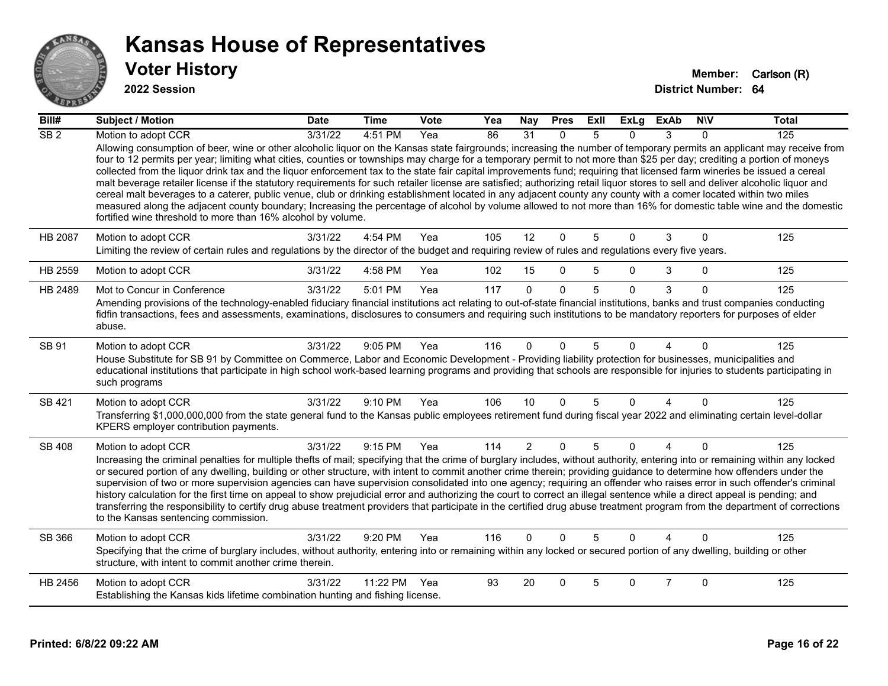# Kansas House of Representatives

## Voter History

**2022 Session**

**Member:** Carlson (R)
**District Number:** 64

| Bill# | Subject / Motion | Date | Time | Vote | Yea | Nay | Pres | ExII | ExLg | ExAb | N\V | Total |
|---|---|---|---|---|---|---|---|---|---|---|---|---|
| SB 2 | Motion to adopt CCR | 3/31/22 | 4:51 PM | Yea | 86 | 31 | 0 | 5 | 0 | 3 | 0 | 125 |
| | Allowing consumption of beer, wine or other alcoholic liquor on the Kansas state fairgrounds; increasing the number of temporary permits an applicant may receive from four to 12 permits per year; limiting what cities, counties or townships may charge for a temporary permit to not more than $25 per day; crediting a portion of moneys collected from the liquor drink tax and the liquor enforcement tax to the state fair capital improvements fund; requiring that licensed farm wineries be issued a cereal malt beverage retailer license if the statutory requirements for such retailer license are satisfied; authorizing retail liquor stores to sell and deliver alcoholic liquor and cereal malt beverages to a caterer, public venue, club or drinking establishment located in any adjacent county any county with a comer located within two miles measured along the adjacent county boundary; Increasing the percentage of alcohol by volume allowed to not more than 16% for domestic table wine and the domestic fortified wine threshold to more than 16% alcohol by volume. | | | | | | | | | | | |
| HB 2087 | Motion to adopt CCR | 3/31/22 | 4:54 PM | Yea | 105 | 12 | 0 | 5 | 0 | 3 | 0 | 125 |
| | Limiting the review of certain rules and regulations by the director of the budget and requiring review of rules and regulations every five years. | | | | | | | | | | | |
| HB 2559 | Motion to adopt CCR | 3/31/22 | 4:58 PM | Yea | 102 | 15 | 0 | 5 | 0 | 3 | 0 | 125 |
| HB 2489 | Mot to Concur in Conference | 3/31/22 | 5:01 PM | Yea | 117 | 0 | 0 | 5 | 0 | 3 | 0 | 125 |
| | Amending provisions of the technology-enabled fiduciary financial institutions act relating to out-of-state financial institutions, banks and trust companies conducting fidfin transactions, fees and assessments, examinations, disclosures to consumers and requiring such institutions to be mandatory reporters for purposes of elder abuse. | | | | | | | | | | | |
| SB 91 | Motion to adopt CCR | 3/31/22 | 9:05 PM | Yea | 116 | 0 | 0 | 5 | 0 | 4 | 0 | 125 |
| | House Substitute for SB 91 by Committee on Commerce, Labor and Economic Development - Providing liability protection for businesses, municipalities and educational institutions that participate in high school work-based learning programs and providing that schools are responsible for injuries to students participating in such programs | | | | | | | | | | | |
| SB 421 | Motion to adopt CCR | 3/31/22 | 9:10 PM | Yea | 106 | 10 | 0 | 5 | 0 | 4 | 0 | 125 |
| | Transferring $1,000,000,000 from the state general fund to the Kansas public employees retirement fund during fiscal year 2022 and eliminating certain level-dollar KPERS employer contribution payments. | | | | | | | | | | | |
| SB 408 | Motion to adopt CCR | 3/31/22 | 9:15 PM | Yea | 114 | 2 | 0 | 5 | 0 | 4 | 0 | 125 |
| | Increasing the criminal penalties for multiple thefts of mail; specifying that the crime of burglary includes, without authority, entering into or remaining within any locked or secured portion of any dwelling, building or other structure, with intent to commit another crime therein; providing guidance to determine how offenders under the supervision of two or more supervision agencies can have supervision consolidated into one agency; requiring an offender who raises error in such offender's criminal history calculation for the first time on appeal to show prejudicial error and authorizing the court to correct an illegal sentence while a direct appeal is pending; and transferring the responsibility to certify drug abuse treatment providers that participate in the certified drug abuse treatment program from the department of corrections to the Kansas sentencing commission. | | | | | | | | | | | |
| SB 366 | Motion to adopt CCR | 3/31/22 | 9:20 PM | Yea | 116 | 0 | 0 | 5 | 0 | 4 | 0 | 125 |
| | Specifying that the crime of burglary includes, without authority, entering into or remaining within any locked or secured portion of any dwelling, building or other structure, with intent to commit another crime therein. | | | | | | | | | | | |
| HB 2456 | Motion to adopt CCR | 3/31/22 | 11:22 PM | Yea | 93 | 20 | 0 | 5 | 0 | 7 | 0 | 125 |
| | Establishing the Kansas kids lifetime combination hunting and fishing license. | | | | | | | | | | | |

Printed: 6/8/22 09:22 AM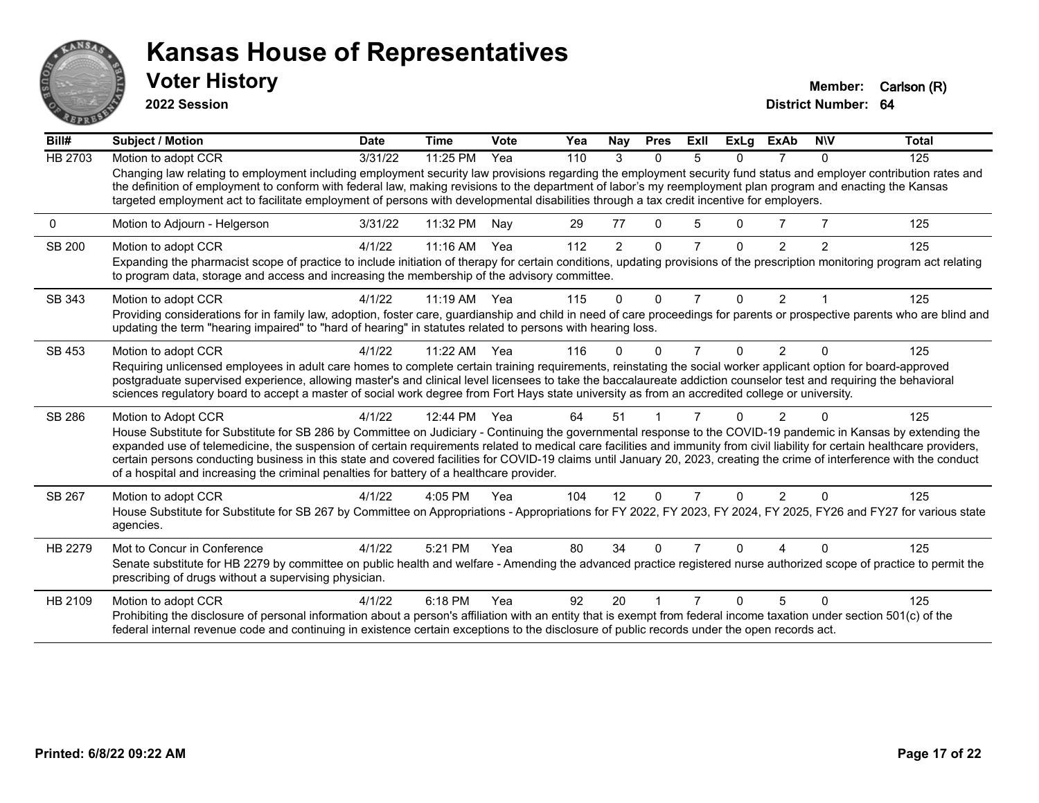# Kansas House of Representatives

## Voter History

**2022 Session**

**Member:** Carlson (R)
**District Number:** 64

| Bill# | Subject / Motion | Date | Time | Vote | Yea | Nay | Pres | ExII | ExLg | ExAb | N\V | Total |
|---|---|---|---|---|---|---|---|---|---|---|---|---|
| HB 2703 | Motion to adopt CCR | 3/31/22 | 11:25 PM | Yea | 110 | 3 | 0 | 5 | 0 | 7 | 0 | 125 |
| | Changing law relating to employment including employment security law provisions regarding the employment security fund status and employer contribution rates and the definition of employment to conform with federal law, making revisions to the department of labor's my reemployment plan program and enacting the Kansas targeted employment act to facilitate employment of persons with developmental disabilities through a tax credit incentive for employers. | | | | | | | | | | | |
| 0 | Motion to Adjourn - Helgerson | 3/31/22 | 11:32 PM | Nay | 29 | 77 | 0 | 5 | 0 | 7 | 7 | 125 |
| SB 200 | Motion to adopt CCR | 4/1/22 | 11:16 AM | Yea | 112 | 2 | 0 | 7 | 0 | 2 | 2 | 125 |
| | Expanding the pharmacist scope of practice to include initiation of therapy for certain conditions, updating provisions of the prescription monitoring program act relating to program data, storage and access and increasing the membership of the advisory committee. | | | | | | | | | | | |
| SB 343 | Motion to adopt CCR | 4/1/22 | 11:19 AM | Yea | 115 | 0 | 0 | 7 | 0 | 2 | 1 | 125 |
| | Providing considerations for in family law, adoption, foster care, guardianship and child in need of care proceedings for parents or prospective parents who are blind and updating the term "hearing impaired" to "hard of hearing" in statutes related to persons with hearing loss. | | | | | | | | | | | |
| SB 453 | Motion to adopt CCR | 4/1/22 | 11:22 AM | Yea | 116 | 0 | 0 | 7 | 0 | 2 | 0 | 125 |
| | Requiring unlicensed employees in adult care homes to complete certain training requirements, reinstating the social worker applicant option for board-approved postgraduate supervised experience, allowing master's and clinical level licensees to take the baccalaureate addiction counselor test and requiring the behavioral sciences regulatory board to accept a master of social work degree from Fort Hays state university as from an accredited college or university. | | | | | | | | | | | |
| SB 286 | Motion to Adopt CCR | 4/1/22 | 12:44 PM | Yea | 64 | 51 | 1 | 7 | 0 | 2 | 0 | 125 |
| | House Substitute for Substitute for SB 286 by Committee on Judiciary - Continuing the governmental response to the COVID-19 pandemic in Kansas by extending the expanded use of telemedicine, the suspension of certain requirements related to medical care facilities and immunity from civil liability for certain healthcare providers, certain persons conducting business in this state and covered facilities for COVID-19 claims until January 20, 2023, creating the crime of interference with the conduct of a hospital and increasing the criminal penalties for battery of a healthcare provider. | | | | | | | | | | | |
| SB 267 | Motion to adopt CCR | 4/1/22 | 4:05 PM | Yea | 104 | 12 | 0 | 7 | 0 | 2 | 0 | 125 |
| | House Substitute for Substitute for SB 267 by Committee on Appropriations - Appropriations for FY 2022, FY 2023, FY 2024, FY 2025, FY26 and FY27 for various state agencies. | | | | | | | | | | | |
| HB 2279 | Mot to Concur in Conference | 4/1/22 | 5:21 PM | Yea | 80 | 34 | 0 | 7 | 0 | 4 | 0 | 125 |
| | Senate substitute for HB 2279 by committee on public health and welfare - Amending the advanced practice registered nurse authorized scope of practice to permit the prescribing of drugs without a supervising physician. | | | | | | | | | | | |
| HB 2109 | Motion to adopt CCR | 4/1/22 | 6:18 PM | Yea | 92 | 20 | 1 | 7 | 0 | 5 | 0 | 125 |
| | Prohibiting the disclosure of personal information about a person's affiliation with an entity that is exempt from federal income taxation under section 501(c) of the federal internal revenue code and continuing in existence certain exceptions to the disclosure of public records under the open records act. | | | | | | | | | | | |

**Printed: 6/8/22 09:22 AM**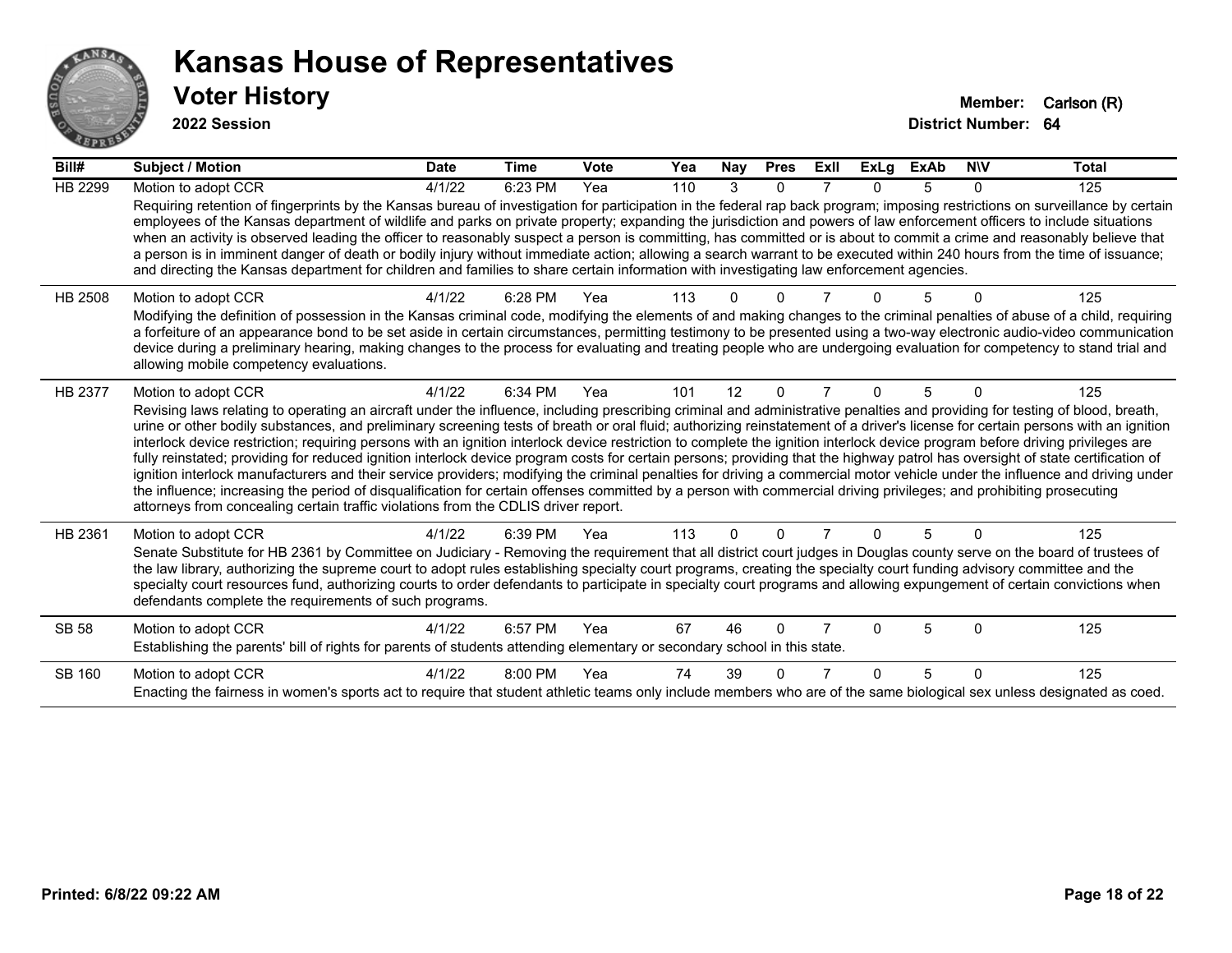# Kansas House of Representatives

## Voter History

**2022 Session**

**Member:** Carlson (R)
**District Number:** 64

| Bill# | Subject / Motion | Date | Time | Vote | Yea | Nay | Pres | ExII | ExLg | ExAb | N\V | Total |
|---|---|---|---|---|---|---|---|---|---|---|---|---|
| HB 2299 | Motion to adopt CCR | 4/1/22 | 6:23 PM | Yea | 110 | 3 | 0 | 7 | 0 | 5 | 0 | 125 |
| | Requiring retention of fingerprints by the Kansas bureau of investigation for participation in the federal rap back program; imposing restrictions on surveillance by certain employees of the Kansas department of wildlife and parks on private property; expanding the jurisdiction and powers of law enforcement officers to include situations when an activity is observed leading the officer to reasonably suspect a person is committing, has committed or is about to commit a crime and reasonably believe that a person is in imminent danger of death or bodily injury without immediate action; allowing a search warrant to be executed within 240 hours from the time of issuance; and directing the Kansas department for children and families to share certain information with investigating law enforcement agencies. | | | | | | | | | | | |
| HB 2508 | Motion to adopt CCR | 4/1/22 | 6:28 PM | Yea | 113 | 0 | 0 | 7 | 0 | 5 | 0 | 125 |
| | Modifying the definition of possession in the Kansas criminal code, modifying the elements of and making changes to the criminal penalties of abuse of a child, requiring a forfeiture of an appearance bond to be set aside in certain circumstances, permitting testimony to be presented using a two-way electronic audio-video communication device during a preliminary hearing, making changes to the process for evaluating and treating people who are undergoing evaluation for competency to stand trial and allowing mobile competency evaluations. | | | | | | | | | | | |
| HB 2377 | Motion to adopt CCR | 4/1/22 | 6:34 PM | Yea | 101 | 12 | 0 | 7 | 0 | 5 | 0 | 125 |
| | Revising laws relating to operating an aircraft under the influence, including prescribing criminal and administrative penalties and providing for testing of blood, breath, urine or other bodily substances, and preliminary screening tests of breath or oral fluid; authorizing reinstatement of a driver's license for certain persons with an ignition interlock device restriction; requiring persons with an ignition interlock device restriction to complete the ignition interlock device program before driving privileges are fully reinstated; providing for reduced ignition interlock device program costs for certain persons; providing that the highway patrol has oversight of state certification of ignition interlock manufacturers and their service providers; modifying the criminal penalties for driving a commercial motor vehicle under the influence and driving under the influence; increasing the period of disqualification for certain offenses committed by a person with commercial driving privileges; and prohibiting prosecuting attorneys from concealing certain traffic violations from the CDLIS driver report. | | | | | | | | | | | |
| HB 2361 | Motion to adopt CCR | 4/1/22 | 6:39 PM | Yea | 113 | 0 | 0 | 7 | 0 | 5 | 0 | 125 |
| | Senate Substitute for HB 2361 by Committee on Judiciary - Removing the requirement that all district court judges in Douglas county serve on the board of trustees of the law library, authorizing the supreme court to adopt rules establishing specialty court programs, creating the specialty court funding advisory committee and the specialty court resources fund, authorizing courts to order defendants to participate in specialty court programs and allowing expungement of certain convictions when defendants complete the requirements of such programs. | | | | | | | | | | | |
| SB 58 | Motion to adopt CCR | 4/1/22 | 6:57 PM | Yea | 67 | 46 | 0 | 7 | 0 | 5 | 0 | 125 |
| | Establishing the parents' bill of rights for parents of students attending elementary or secondary school in this state. | | | | | | | | | | | |
| SB 160 | Motion to adopt CCR | 4/1/22 | 8:00 PM | Yea | 74 | 39 | 0 | 7 | 0 | 5 | 0 | 125 |
| | Enacting the fairness in women's sports act to require that student athletic teams only include members who are of the same biological sex unless designated as coed. | | | | | | | | | | | |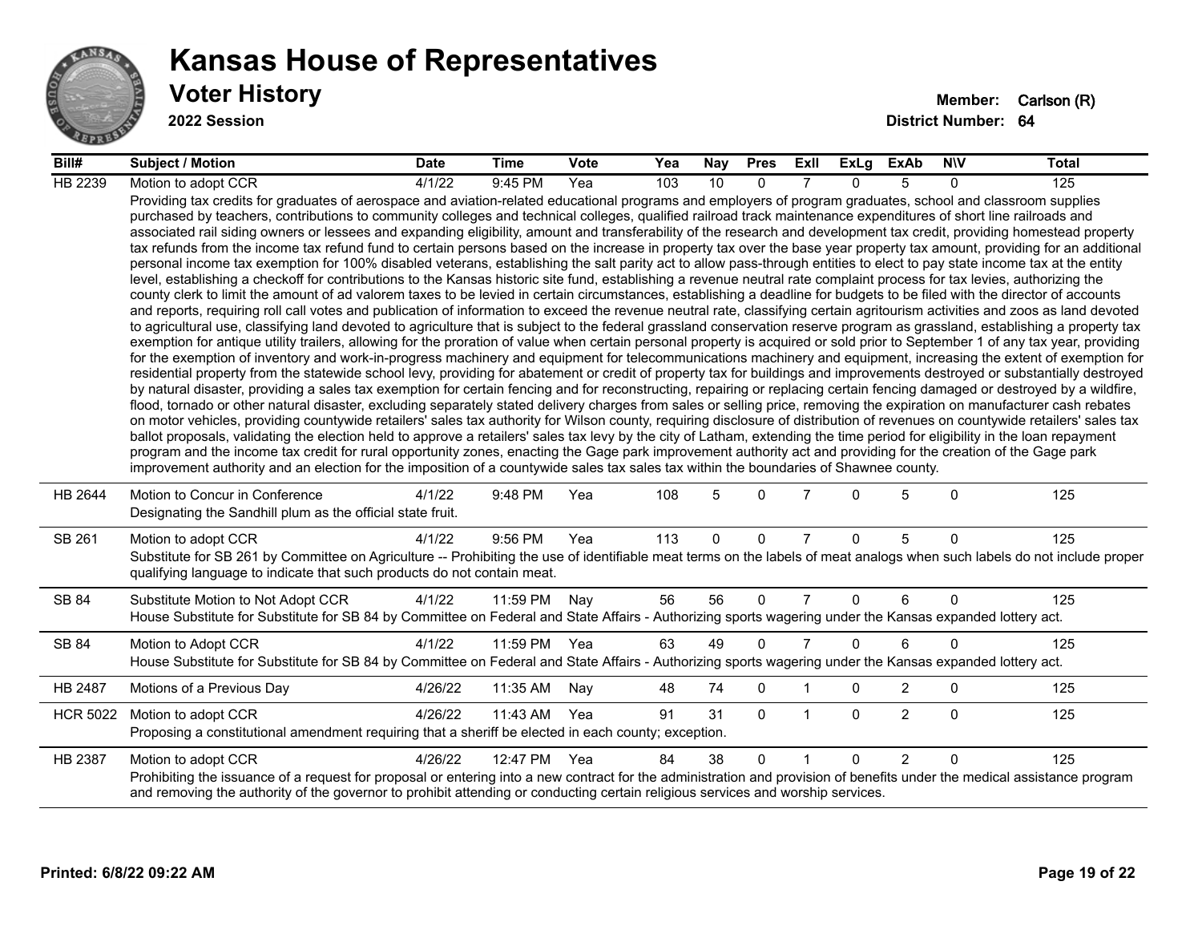# Kansas House of Representatives

## Voter History

**2022 Session**

**Member:** Carlson (R)
**District Number:** 64

| Bill# | Subject / Motion | Date | Time | Vote | Yea | Nay | Pres | ExII | ExLg | ExAb | N\V | Total |
|---|---|---|---|---|---|---|---|---|---|---|---|---|
| HB 2239 | Motion to adopt CCR | 4/1/22 | 9:45 PM | Yea | 103 | 10 | 0 | 7 | 0 | 5 | 0 | 125 |
| | Providing tax credits for graduates of aerospace and aviation-related educational programs and employers of program graduates, school and classroom supplies purchased by teachers, contributions to community colleges and technical colleges, qualified railroad track maintenance expenditures of short line railroads and associated rail siding owners or lessees and expanding eligibility, amount and transferability of the research and development tax credit, providing homestead property tax refunds from the income tax refund fund to certain persons based on the increase in property tax over the base year property tax amount, providing for an additional personal income tax exemption for 100% disabled veterans, establishing the salt parity act to allow pass-through entities to elect to pay state income tax at the entity level, establishing a checkoff for contributions to the Kansas historic site fund, establishing a revenue neutral rate complaint process for tax levies, authorizing the county clerk to limit the amount of ad valorem taxes to be levied in certain circumstances, establishing a deadline for budgets to be filed with the director of accounts and reports, requiring roll call votes and publication of information to exceed the revenue neutral rate, classifying certain agritourism activities and zoos as land devoted to agricultural use, classifying land devoted to agriculture that is subject to the federal grassland conservation reserve program as grassland, establishing a property tax exemption for antique utility trailers, allowing for the proration of value when certain personal property is acquired or sold prior to September 1 of any tax year, providing for the exemption of inventory and work-in-progress machinery and equipment for telecommunications machinery and equipment, increasing the extent of exemption for residential property from the statewide school levy, providing for abatement or credit of property tax for buildings and improvements destroyed or substantially destroyed by natural disaster, providing a sales tax exemption for certain fencing and for reconstructing, repairing or replacing certain fencing damaged or destroyed by a wildfire, flood, tornado or other natural disaster, excluding separately stated delivery charges from sales or selling price, removing the expiration on manufacturer cash rebates on motor vehicles, providing countywide retailers' sales tax authority for Wilson county, requiring disclosure of distribution of revenues on countywide retailers' sales tax ballot proposals, validating the election held to approve a retailers' sales tax levy by the city of Latham, extending the time period for eligibility in the loan repayment program and the income tax credit for rural opportunity zones, enacting the Gage park improvement authority act and providing for the creation of the Gage park improvement authority and an election for the imposition of a countywide sales tax sales tax within the boundaries of Shawnee county. | | | | | | | | | | | |
| HB 2644 | Motion to Concur in Conference | 4/1/22 | 9:48 PM | Yea | 108 | 5 | 0 | 7 | 0 | 5 | 0 | 125 |
| | Designating the Sandhill plum as the official state fruit. | | | | | | | | | | | |
| SB 261 | Motion to adopt CCR | 4/1/22 | 9:56 PM | Yea | 113 | 0 | 0 | 7 | 0 | 5 | 0 | 125 |
| | Substitute for SB 261 by Committee on Agriculture -- Prohibiting the use of identifiable meat terms on the labels of meat analogs when such labels do not include proper qualifying language to indicate that such products do not contain meat. | | | | | | | | | | | |
| SB 84 | Substitute Motion to Not Adopt CCR | 4/1/22 | 11:59 PM | Nay | 56 | 56 | 0 | 7 | 0 | 6 | 0 | 125 |
| | House Substitute for Substitute for SB 84 by Committee on Federal and State Affairs - Authorizing sports wagering under the Kansas expanded lottery act. | | | | | | | | | | | |
| SB 84 | Motion to Adopt CCR | 4/1/22 | 11:59 PM | Yea | 63 | 49 | 0 | 7 | 0 | 6 | 0 | 125 |
| | House Substitute for Substitute for SB 84 by Committee on Federal and State Affairs - Authorizing sports wagering under the Kansas expanded lottery act. | | | | | | | | | | | |
| HB 2487 | Motions of a Previous Day | 4/26/22 | 11:35 AM | Nay | 48 | 74 | 0 | 1 | 0 | 2 | 0 | 125 |
| HCR 5022 | Motion to adopt CCR | 4/26/22 | 11:43 AM | Yea | 91 | 31 | 0 | 1 | 0 | 2 | 0 | 125 |
| | Proposing a constitutional amendment requiring that a sheriff be elected in each county; exception. | | | | | | | | | | | |
| HB 2387 | Motion to adopt CCR | 4/26/22 | 12:47 PM | Yea | 84 | 38 | 0 | 1 | 0 | 2 | 0 | 125 |
| | Prohibiting the issuance of a request for proposal or entering into a new contract for the administration and provision of benefits under the medical assistance program and removing the authority of the governor to prohibit attending or conducting certain religious services and worship services. | | | | | | | | | | | |

**Printed: 6/8/22 09:22 AM**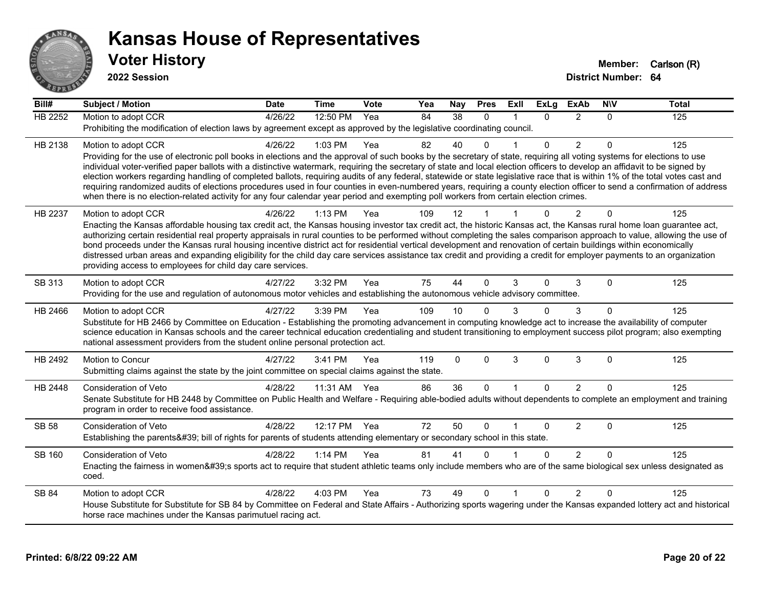# Kansas House of Representatives

## Voter History

**2022 Session**

**Member:** Carlson (R)

**District Number:** 64

| Bill# | Subject / Motion | Date | Time | Vote | Yea | Nay | Pres | ExII | ExLg | ExAb | N\V | Total |
|---|---|---|---|---|---|---|---|---|---|---|---|---|
| HB 2252 | Motion to adopt CCR | 4/26/22 | 12:50 PM | Yea | 84 | 38 | 0 | 1 | 0 | 2 | 0 | 125 |
| | Prohibiting the modification of election laws by agreement except as approved by the legislative coordinating council. | | | | | | | | | | | |
| HB 2138 | Motion to adopt CCR | 4/26/22 | 1:03 PM | Yea | 82 | 40 | 0 | 1 | 0 | 2 | 0 | 125 |
| | Providing for the use of electronic poll books in elections and the approval of such books by the secretary of state, requiring all voting systems for elections to use individual voter-verified paper ballots with a distinctive watermark, requiring the secretary of state and local election officers to develop an affidavit to be signed by election workers regarding handling of completed ballots, requiring audits of any federal, statewide or state legislative race that is within 1% of the total votes cast and requiring randomized audits of elections procedures used in four counties in even-numbered years, requiring a county election officer to send a confirmation of address when there is no election-related activity for any four calendar year period and exempting poll workers from certain election crimes. | | | | | | | | | | | |
| HB 2237 | Motion to adopt CCR | 4/26/22 | 1:13 PM | Yea | 109 | 12 | 1 | 1 | 0 | 2 | 0 | 125 |
| | Enacting the Kansas affordable housing tax credit act, the Kansas housing investor tax credit act, the historic Kansas act, the Kansas rural home loan guarantee act, authorizing certain residential real property appraisals in rural counties to be performed without completing the sales comparison approach to value, allowing the use of bond proceeds under the Kansas rural housing incentive district act for residential vertical development and renovation of certain buildings within economically distressed urban areas and expanding eligibility for the child day care services assistance tax credit and providing a credit for employer payments to an organization providing access to employees for child day care services. | | | | | | | | | | | |
| SB 313 | Motion to adopt CCR | 4/27/22 | 3:32 PM | Yea | 75 | 44 | 0 | 3 | 0 | 3 | 0 | 125 |
| | Providing for the use and regulation of autonomous motor vehicles and establishing the autonomous vehicle advisory committee. | | | | | | | | | | | |
| HB 2466 | Motion to adopt CCR | 4/27/22 | 3:39 PM | Yea | 109 | 10 | 0 | 3 | 0 | 3 | 0 | 125 |
| | Substitute for HB 2466 by Committee on Education - Establishing the promoting advancement in computing knowledge act to increase the availability of computer science education in Kansas schools and the career technical education credentialing and student transitioning to employment success pilot program; also exempting national assessment providers from the student online personal protection act. | | | | | | | | | | | |
| HB 2492 | Motion to Concur | 4/27/22 | 3:41 PM | Yea | 119 | 0 | 0 | 3 | 0 | 3 | 0 | 125 |
| | Submitting claims against the state by the joint committee on special claims against the state. | | | | | | | | | | | |
| HB 2448 | Consideration of Veto | 4/28/22 | 11:31 AM | Yea | 86 | 36 | 0 | 1 | 0 | 2 | 0 | 125 |
| | Senate Substitute for HB 2448 by Committee on Public Health and Welfare - Requiring able-bodied adults without dependents to complete an employment and training program in order to receive food assistance. | | | | | | | | | | | |
| SB 58 | Consideration of Veto | 4/28/22 | 12:17 PM | Yea | 72 | 50 | 0 | 1 | 0 | 2 | 0 | 125 |
| | Establishing the parents&#39; bill of rights for parents of students attending elementary or secondary school in this state. | | | | | | | | | | | |
| SB 160 | Consideration of Veto | 4/28/22 | 1:14 PM | Yea | 81 | 41 | 0 | 1 | 0 | 2 | 0 | 125 |
| | Enacting the fairness in women&#39;s sports act to require that student athletic teams only include members who are of the same biological sex unless designated as coed. | | | | | | | | | | | |
| SB 84 | Motion to adopt CCR | 4/28/22 | 4:03 PM | Yea | 73 | 49 | 0 | 1 | 0 | 2 | 0 | 125 |
| | House Substitute for Substitute for SB 84 by Committee on Federal and State Affairs - Authorizing sports wagering under the Kansas expanded lottery act and historical horse race machines under the Kansas parimutuel racing act. | | | | | | | | | | | |

Printed: 6/8/22 09:22 AM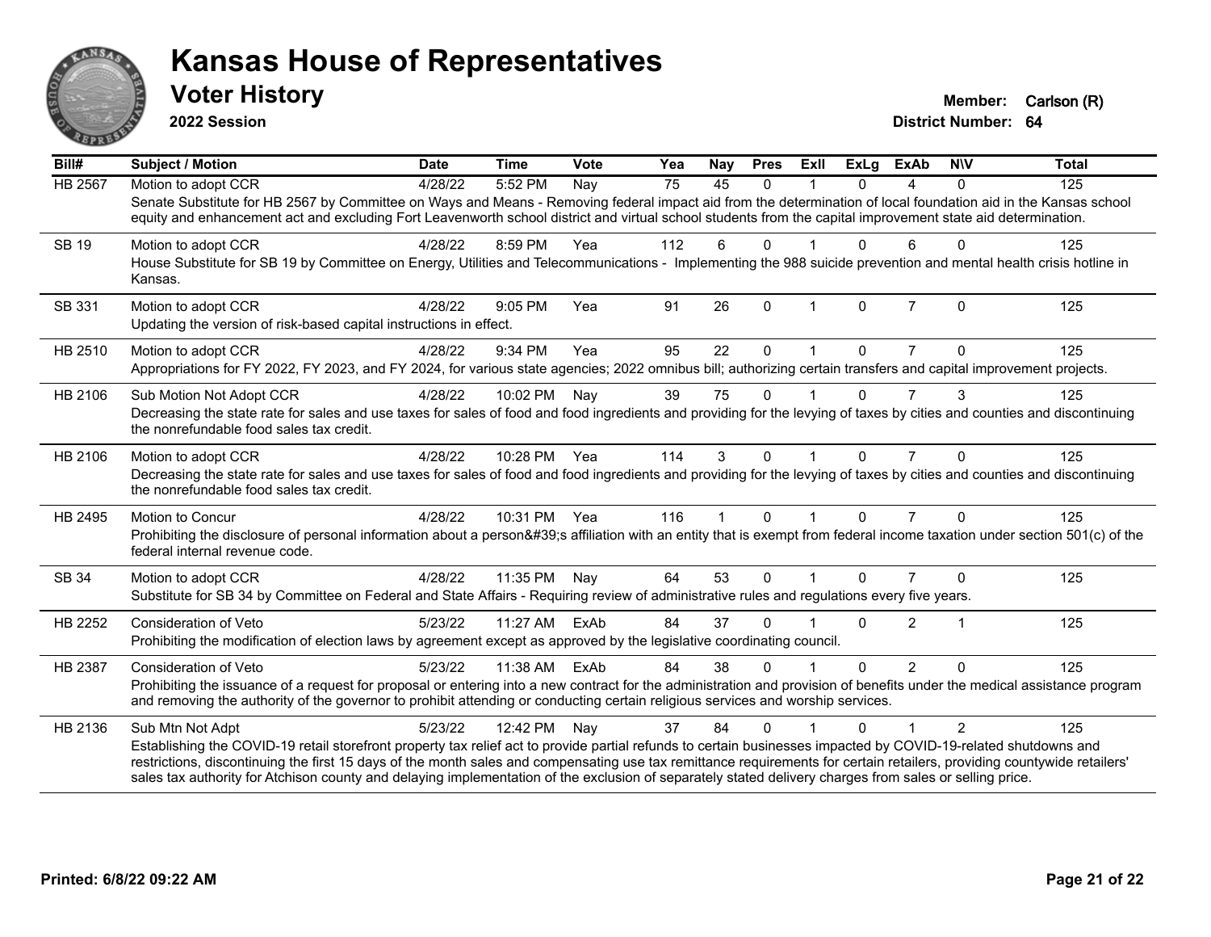# Kansas House of Representatives

## Voter History

**2022 Session**

**Member:** Carlson (R)
**District Number:** 64

| Bill# | Subject / Motion | Date | Time | Vote | Yea | Nay | Pres | ExIl | ExLg | ExAb | N\V | Total |
|---|---|---|---|---|---|---|---|---|---|---|---|---|
| HB 2567 | Motion to adopt CCR | 4/28/22 | 5:52 PM | Nay | 75 | 45 | 0 | 1 | 0 | 4 | 0 | 125 |
| | Senate Substitute for HB 2567 by Committee on Ways and Means - Removing federal impact aid from the determination of local foundation aid in the Kansas school equity and enhancement act and excluding Fort Leavenworth school district and virtual school students from the capital improvement state aid determination. | | | | | | | | | | | |
| SB 19 | Motion to adopt CCR | 4/28/22 | 8:59 PM | Yea | 112 | 6 | 0 | 1 | 0 | 6 | 0 | 125 |
| | House Substitute for SB 19 by Committee on Energy, Utilities and Telecommunications - Implementing the 988 suicide prevention and mental health crisis hotline in Kansas. | | | | | | | | | | | |
| SB 331 | Motion to adopt CCR | 4/28/22 | 9:05 PM | Yea | 91 | 26 | 0 | 1 | 0 | 7 | 0 | 125 |
| | Updating the version of risk-based capital instructions in effect. | | | | | | | | | | | |
| HB 2510 | Motion to adopt CCR | 4/28/22 | 9:34 PM | Yea | 95 | 22 | 0 | 1 | 0 | 7 | 0 | 125 |
| | Appropriations for FY 2022, FY 2023, and FY 2024, for various state agencies; 2022 omnibus bill; authorizing certain transfers and capital improvement projects. | | | | | | | | | | | |
| HB 2106 | Sub Motion Not Adopt CCR | 4/28/22 | 10:02 PM | Nay | 39 | 75 | 0 | 1 | 0 | 7 | 3 | 125 |
| | Decreasing the state rate for sales and use taxes for sales of food and food ingredients and providing for the levying of taxes by cities and counties and discontinuing the nonrefundable food sales tax credit. | | | | | | | | | | | |
| HB 2106 | Motion to adopt CCR | 4/28/22 | 10:28 PM | Yea | 114 | 3 | 0 | 1 | 0 | 7 | 0 | 125 |
| | Decreasing the state rate for sales and use taxes for sales of food and food ingredients and providing for the levying of taxes by cities and counties and discontinuing the nonrefundable food sales tax credit. | | | | | | | | | | | |
| HB 2495 | Motion to Concur | 4/28/22 | 10:31 PM | Yea | 116 | 1 | 0 | 1 | 0 | 7 | 0 | 125 |
| | Prohibiting the disclosure of personal information about a person&#39;s affiliation with an entity that is exempt from federal income taxation under section 501(c) of the federal internal revenue code. | | | | | | | | | | | |
| SB 34 | Motion to adopt CCR | 4/28/22 | 11:35 PM | Nay | 64 | 53 | 0 | 1 | 0 | 7 | 0 | 125 |
| | Substitute for SB 34 by Committee on Federal and State Affairs - Requiring review of administrative rules and regulations every five years. | | | | | | | | | | | |
| HB 2252 | Consideration of Veto | 5/23/22 | 11:27 AM | ExAb | 84 | 37 | 0 | 1 | 0 | 2 | 1 | 125 |
| | Prohibiting the modification of election laws by agreement except as approved by the legislative coordinating council. | | | | | | | | | | | |
| HB 2387 | Consideration of Veto | 5/23/22 | 11:38 AM | ExAb | 84 | 38 | 0 | 1 | 0 | 2 | 0 | 125 |
| | Prohibiting the issuance of a request for proposal or entering into a new contract for the administration and provision of benefits under the medical assistance program and removing the authority of the governor to prohibit attending or conducting certain religious services and worship services. | | | | | | | | | | | |
| HB 2136 | Sub Mtn Not Adpt | 5/23/22 | 12:42 PM | Nay | 37 | 84 | 0 | 1 | 0 | 1 | 2 | 125 |
| | Establishing the COVID-19 retail storefront property tax relief act to provide partial refunds to certain businesses impacted by COVID-19-related shutdowns and restrictions, discontinuing the first 15 days of the month sales and compensating use tax remittance requirements for certain retailers, providing countywide retailers' sales tax authority for Atchison county and delaying implementation of the exclusion of separately stated delivery charges from sales or selling price. | | | | | | | | | | | |

**Printed: 6/8/22 09:22 AM**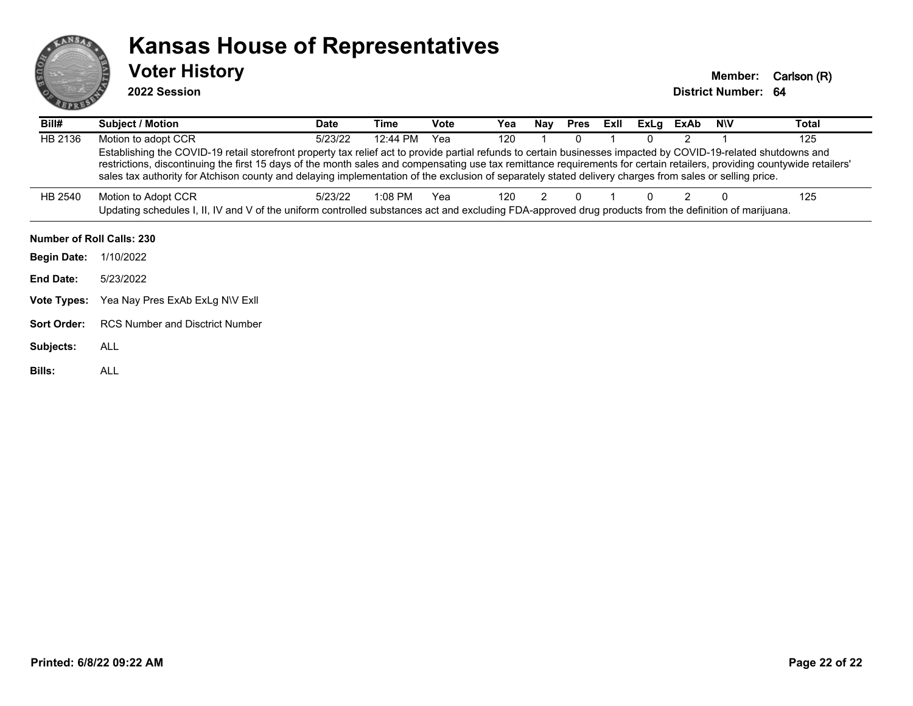# Kansas House of Representatives

## Voter History

**2022 Session**

**Member:** Carlson (R)
**District Number:** 64

| Bill# | Subject / Motion | Date | Time | Vote | Yea | Nay | Pres | ExII | ExLg | ExAb | N\V | Total |
|---|---|---|---|---|---|---|---|---|---|---|---|---|
| HB 2136 | Motion to adopt CCR | 5/23/22 | 12:44 PM | Yea | 120 | 1 | 0 | 1 | 0 | 2 | 1 | 125 |
| | Establishing the COVID-19 retail storefront property tax relief act to provide partial refunds to certain businesses impacted by COVID-19-related shutdowns and restrictions, discontinuing the first 15 days of the month sales and compensating use tax remittance requirements for certain retailers, providing countywide retailers' sales tax authority for Atchison county and delaying implementation of the exclusion of separately stated delivery charges from sales or selling price. | | | | | | | | | | | |
| HB 2540 | Motion to Adopt CCR | 5/23/22 | 1:08 PM | Yea | 120 | 2 | 0 | 1 | 0 | 2 | 0 | 125 |
| | Updating schedules I, II, IV and V of the uniform controlled substances act and excluding FDA-approved drug products from the definition of marijuana. | | | | | | | | | | | |

**Number of Roll Calls: 230**

**Begin Date:** 1/10/2022

**End Date:** 5/23/2022

**Vote Types:** Yea Nay Pres ExAb ExLg N\V ExII

**Sort Order:** RCS Number and Disctrict Number

**Subjects:** ALL

**Bills:** ALL

Printed: 6/8/22 09:22 AM